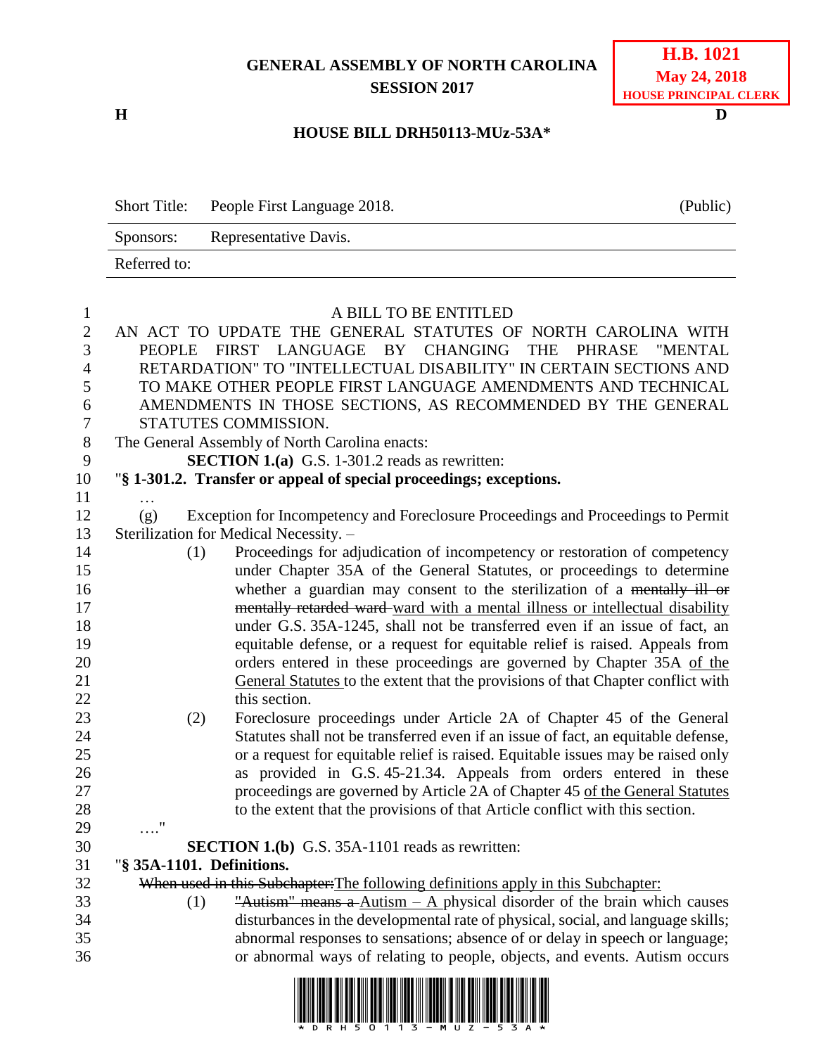**GENERAL ASSEMBLY OF NORTH CAROLINA**
**SESSION 2017**

**H.B. 1021**
**May 24, 2018**
**HOUSE PRINCIPAL CLERK**

**H** **D**

**HOUSE BILL DRH50113-MUz-53A\***

| | | |
|---|---|---|
| Short Title: | People First Language 2018. | (Public) |
| Sponsors: | Representative Davis. | |
| Referred to: | | |

A BILL TO BE ENTITLED

AN ACT TO UPDATE THE GENERAL STATUTES OF NORTH CAROLINA WITH PEOPLE FIRST LANGUAGE BY CHANGING THE PHRASE "MENTAL RETARDATION" TO "INTELLECTUAL DISABILITY" IN CERTAIN SECTIONS AND TO MAKE OTHER PEOPLE FIRST LANGUAGE AMENDMENTS AND TECHNICAL AMENDMENTS IN THOSE SECTIONS, AS RECOMMENDED BY THE GENERAL STATUTES COMMISSION.

The General Assembly of North Carolina enacts:

**SECTION 1.(a)** G.S. 1-301.2 reads as rewritten:

"**§ 1-301.2. Transfer or appeal of special proceedings; exceptions.**

…

(g) Exception for Incompetency and Foreclosure Proceedings and Proceedings to Permit Sterilization for Medical Necessity. –

(1) Proceedings for adjudication of incompetency or restoration of competency under Chapter 35A of the General Statutes, or proceedings to determine whether a guardian may consent to the sterilization of a ~~mentally ill or mentally retarded ward~~ <u>ward with a mental illness or intellectual disability</u> under G.S. 35A-1245, shall not be transferred even if an issue of fact, an equitable defense, or a request for equitable relief is raised. Appeals from orders entered in these proceedings are governed by Chapter 35A <u>of the General Statutes</u> to the extent that the provisions of that Chapter conflict with this section.

(2) Foreclosure proceedings under Article 2A of Chapter 45 of the General Statutes shall not be transferred even if an issue of fact, an equitable defense, or a request for equitable relief is raised. Equitable issues may be raised only as provided in G.S. 45-21.34. Appeals from orders entered in these proceedings are governed by Article 2A of Chapter 45 <u>of the General Statutes</u> to the extent that the provisions of that Article conflict with this section.

…."

**SECTION 1.(b)** G.S. 35A-1101 reads as rewritten:

"**§ 35A-1101. Definitions.**

~~When used in this Subchapter:~~<u>The following definitions apply in this Subchapter:</u>

(1) ~~"Autism" means a~~ <u>Autism – A</u> physical disorder of the brain which causes disturbances in the developmental rate of physical, social, and language skills; abnormal responses to sensations; absence of or delay in speech or language; or abnormal ways of relating to people, objects, and events. Autism occurs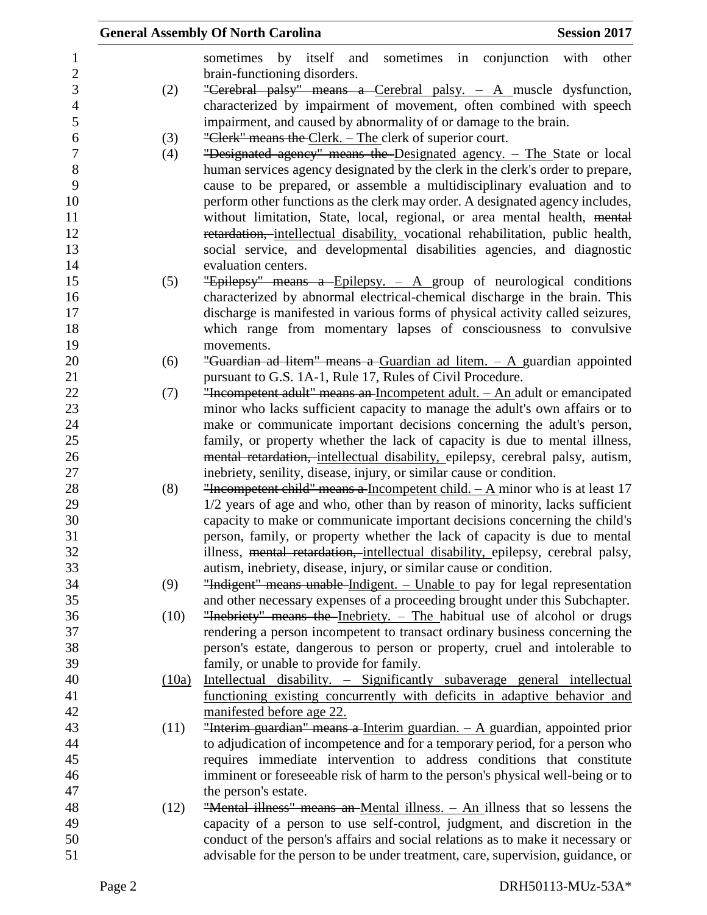sometimes by itself and sometimes in conjunction with other brain-functioning disorders.

(2) ~~"Cerebral palsy" means a~~ Cerebral palsy. – A muscle dysfunction, characterized by impairment of movement, often combined with speech impairment, and caused by abnormality of or damage to the brain.

(3) ~~"Clerk" means the~~ Clerk. – The clerk of superior court.

(4) ~~"Designated agency" means the~~ Designated agency. – The State or local human services agency designated by the clerk in the clerk's order to prepare, cause to be prepared, or assemble a multidisciplinary evaluation and to perform other functions as the clerk may order. A designated agency includes, without limitation, State, local, regional, or area mental health, ~~mental retardation,~~ intellectual disability, vocational rehabilitation, public health, social service, and developmental disabilities agencies, and diagnostic evaluation centers.

(5) ~~"Epilepsy" means a~~ Epilepsy. – A group of neurological conditions characterized by abnormal electrical-chemical discharge in the brain. This discharge is manifested in various forms of physical activity called seizures, which range from momentary lapses of consciousness to convulsive movements.

(6) ~~"Guardian ad litem" means a~~ Guardian ad litem. – A guardian appointed pursuant to G.S. 1A-1, Rule 17, Rules of Civil Procedure.

(7) ~~"Incompetent adult" means an~~ Incompetent adult. – An adult or emancipated minor who lacks sufficient capacity to manage the adult's own affairs or to make or communicate important decisions concerning the adult's person, family, or property whether the lack of capacity is due to mental illness, ~~mental retardation,~~ intellectual disability, epilepsy, cerebral palsy, autism, inebriety, senility, disease, injury, or similar cause or condition.

(8) ~~"Incompetent child" means a~~ Incompetent child. – A minor who is at least 17 1/2 years of age and who, other than by reason of minority, lacks sufficient capacity to make or communicate important decisions concerning the child's person, family, or property whether the lack of capacity is due to mental illness, ~~mental retardation,~~ intellectual disability, epilepsy, cerebral palsy, autism, inebriety, disease, injury, or similar cause or condition.

(9) ~~"Indigent" means unable~~ Indigent. – Unable to pay for legal representation and other necessary expenses of a proceeding brought under this Subchapter.

(10) ~~"Inebriety" means the~~ Inebriety. – The habitual use of alcohol or drugs rendering a person incompetent to transact ordinary business concerning the person's estate, dangerous to person or property, cruel and intolerable to family, or unable to provide for family.

<u>(10a) Intellectual disability. – Significantly subaverage general intellectual functioning existing concurrently with deficits in adaptive behavior and manifested before age 22.</u>

(11) ~~"Interim guardian" means a~~ Interim guardian. – A guardian, appointed prior to adjudication of incompetence and for a temporary period, for a person who requires immediate intervention to address conditions that constitute imminent or foreseeable risk of harm to the person's physical well-being or to the person's estate.

(12) ~~"Mental illness" means an~~ Mental illness. – An illness that so lessens the capacity of a person to use self-control, judgment, and discretion in the conduct of the person's affairs and social relations as to make it necessary or advisable for the person to be under treatment, care, supervision, guidance, or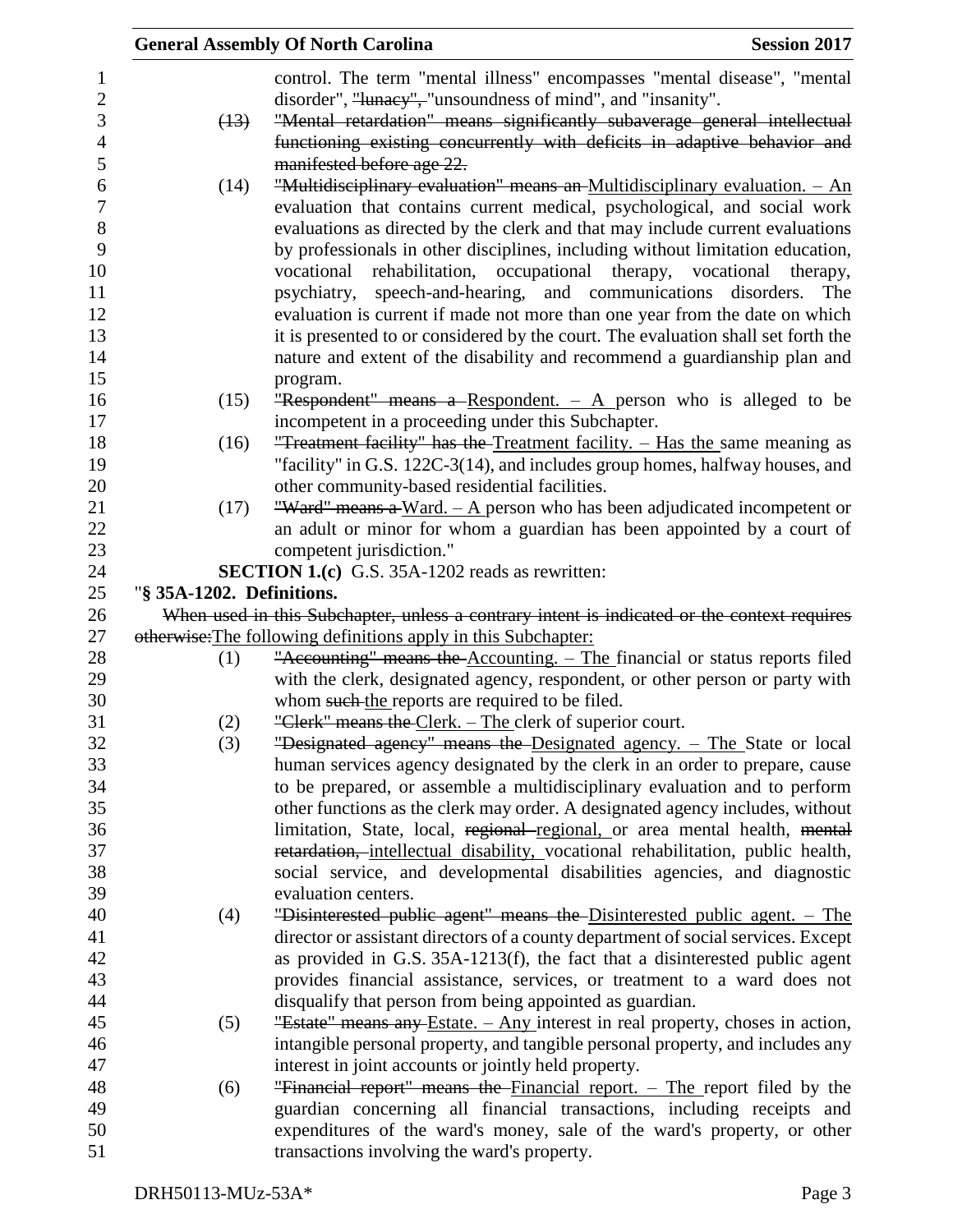control. The term "mental illness" encompasses "mental disease", "mental disorder", ~~"lunacy",~~ "unsoundness of mind", and "insanity".

~~(13) "Mental retardation" means significantly subaverage general intellectual functioning existing concurrently with deficits in adaptive behavior and manifested before age 22.~~

(14) ~~"Multidisciplinary evaluation" means an~~ Multidisciplinary evaluation. – An evaluation that contains current medical, psychological, and social work evaluations as directed by the clerk and that may include current evaluations by professionals in other disciplines, including without limitation education, vocational rehabilitation, occupational therapy, vocational therapy, psychiatry, speech-and-hearing, and communications disorders. The evaluation is current if made not more than one year from the date on which it is presented to or considered by the court. The evaluation shall set forth the nature and extent of the disability and recommend a guardianship plan and program.

(15) ~~"Respondent" means a~~ Respondent. – A person who is alleged to be incompetent in a proceeding under this Subchapter.

(16) ~~"Treatment facility" has the~~ Treatment facility. – Has the same meaning as "facility" in G.S. 122C-3(14), and includes group homes, halfway houses, and other community-based residential facilities.

(17) ~~"Ward" means a~~ Ward. – A person who has been adjudicated incompetent or an adult or minor for whom a guardian has been appointed by a court of competent jurisdiction."

**SECTION 1.(c)** G.S. 35A-1202 reads as rewritten:

"**§ 35A-1202. Definitions.**

~~When used in this Subchapter, unless a contrary intent is indicated or the context requires otherwise:~~The following definitions apply in this Subchapter:

(1) ~~"Accounting" means the~~ Accounting. – The financial or status reports filed with the clerk, designated agency, respondent, or other person or party with whom ~~such~~ the reports are required to be filed.

(2) ~~"Clerk" means the~~ Clerk. – The clerk of superior court.

(3) ~~"Designated agency" means the~~ Designated agency. – The State or local human services agency designated by the clerk in an order to prepare, cause to be prepared, or assemble a multidisciplinary evaluation and to perform other functions as the clerk may order. A designated agency includes, without limitation, State, local, ~~regional~~ regional, or area mental health, ~~mental retardation,~~ intellectual disability, vocational rehabilitation, public health, social service, and developmental disabilities agencies, and diagnostic evaluation centers.

(4) ~~"Disinterested public agent" means the~~ Disinterested public agent. – The director or assistant directors of a county department of social services. Except as provided in G.S. 35A-1213(f), the fact that a disinterested public agent provides financial assistance, services, or treatment to a ward does not disqualify that person from being appointed as guardian.

(5) ~~"Estate" means any~~ Estate. – Any interest in real property, choses in action, intangible personal property, and tangible personal property, and includes any interest in joint accounts or jointly held property.

(6) ~~"Financial report" means the~~ Financial report. – The report filed by the guardian concerning all financial transactions, including receipts and expenditures of the ward's money, sale of the ward's property, or other transactions involving the ward's property.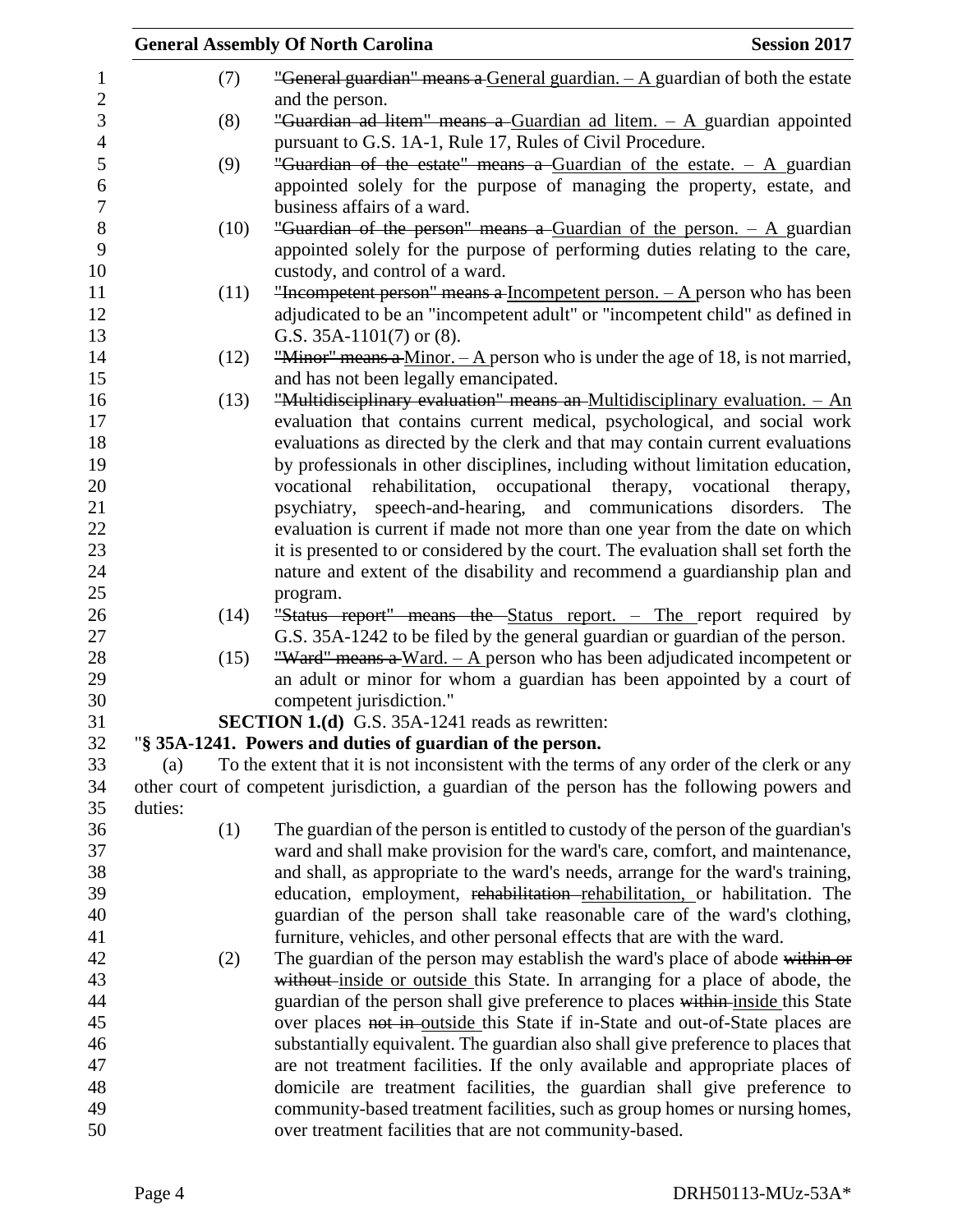(7) ~~"General guardian" means a~~ General guardian. – A guardian of both the estate and the person.

(8) ~~"Guardian ad litem" means a~~ Guardian ad litem. – A guardian appointed pursuant to G.S. 1A-1, Rule 17, Rules of Civil Procedure.

(9) ~~"Guardian of the estate" means a~~ Guardian of the estate. – A guardian appointed solely for the purpose of managing the property, estate, and business affairs of a ward.

(10) ~~"Guardian of the person" means a~~ Guardian of the person. – A guardian appointed solely for the purpose of performing duties relating to the care, custody, and control of a ward.

(11) ~~"Incompetent person" means a~~ Incompetent person. – A person who has been adjudicated to be an "incompetent adult" or "incompetent child" as defined in G.S. 35A-1101(7) or (8).

(12) ~~"Minor" means a~~ Minor. – A person who is under the age of 18, is not married, and has not been legally emancipated.

(13) ~~"Multidisciplinary evaluation" means an~~ Multidisciplinary evaluation. – An evaluation that contains current medical, psychological, and social work evaluations as directed by the clerk and that may contain current evaluations by professionals in other disciplines, including without limitation education, vocational rehabilitation, occupational therapy, vocational therapy, psychiatry, speech-and-hearing, and communications disorders. The evaluation is current if made not more than one year from the date on which it is presented to or considered by the court. The evaluation shall set forth the nature and extent of the disability and recommend a guardianship plan and program.

(14) ~~"Status report" means the~~ Status report. – The report required by G.S. 35A-1242 to be filed by the general guardian or guardian of the person.

(15) ~~"Ward" means a~~ Ward. – A person who has been adjudicated incompetent or an adult or minor for whom a guardian has been appointed by a court of competent jurisdiction."

**SECTION 1.(d)** G.S. 35A-1241 reads as rewritten:

"**§ 35A-1241. Powers and duties of guardian of the person.**

(a) To the extent that it is not inconsistent with the terms of any order of the clerk or any other court of competent jurisdiction, a guardian of the person has the following powers and duties:

(1) The guardian of the person is entitled to custody of the person of the guardian's ward and shall make provision for the ward's care, comfort, and maintenance, and shall, as appropriate to the ward's needs, arrange for the ward's training, education, employment, ~~rehabilitation~~ rehabilitation, or habilitation. The guardian of the person shall take reasonable care of the ward's clothing, furniture, vehicles, and other personal effects that are with the ward.

(2) The guardian of the person may establish the ward's place of abode ~~within or without~~ inside or outside this State. In arranging for a place of abode, the guardian of the person shall give preference to places ~~within~~ inside this State over places ~~not in~~ outside this State if in-State and out-of-State places are substantially equivalent. The guardian also shall give preference to places that are not treatment facilities. If the only available and appropriate places of domicile are treatment facilities, the guardian shall give preference to community-based treatment facilities, such as group homes or nursing homes, over treatment facilities that are not community-based.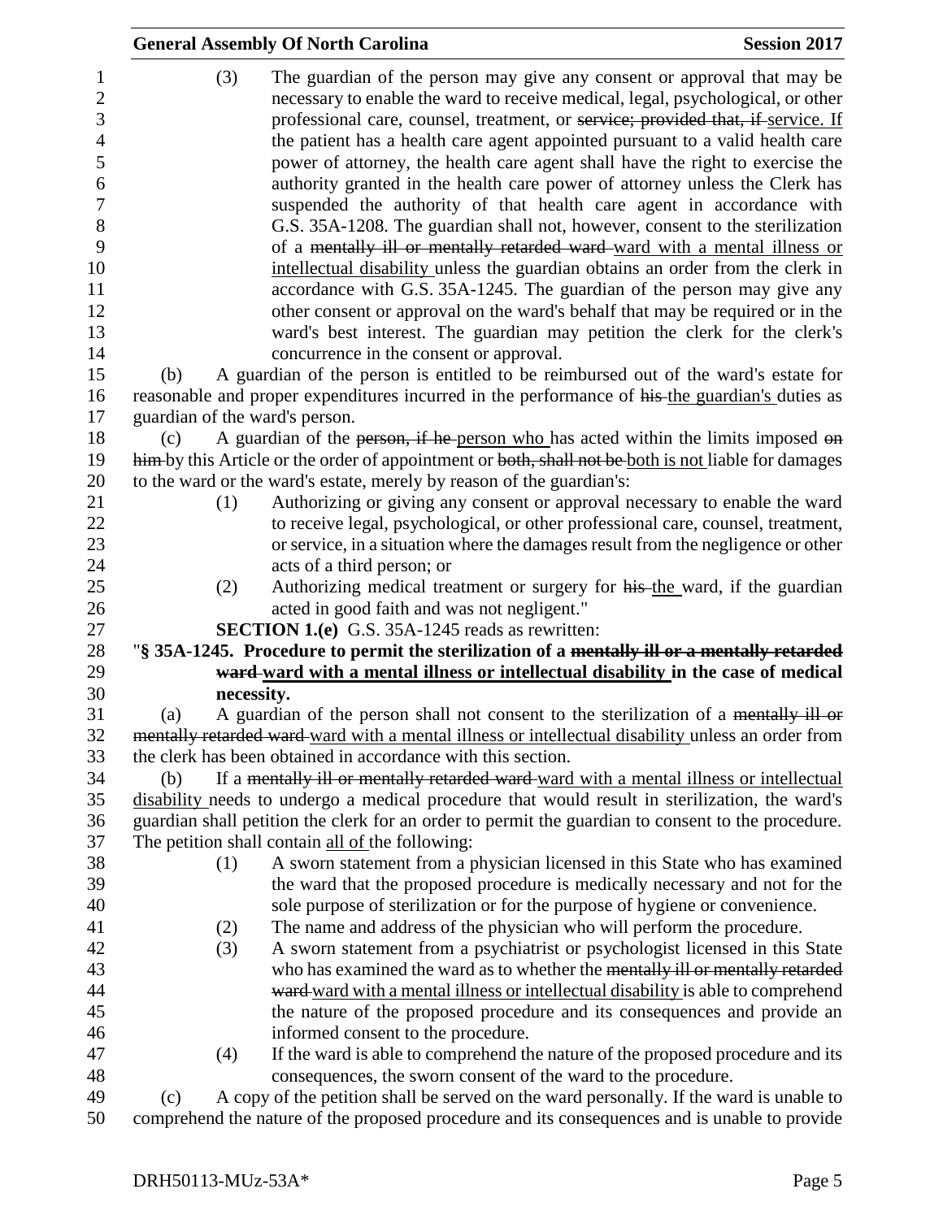(3) The guardian of the person may give any consent or approval that may be necessary to enable the ward to receive medical, legal, psychological, or other professional care, counsel, treatment, or ~~service; provided that, if~~ service. If the patient has a health care agent appointed pursuant to a valid health care power of attorney, the health care agent shall have the right to exercise the authority granted in the health care power of attorney unless the Clerk has suspended the authority of that health care agent in accordance with G.S. 35A-1208. The guardian shall not, however, consent to the sterilization of a ~~mentally ill or mentally retarded ward~~ ward with a mental illness or intellectual disability unless the guardian obtains an order from the clerk in accordance with G.S. 35A-1245. The guardian of the person may give any other consent or approval on the ward's behalf that may be required or in the ward's best interest. The guardian may petition the clerk for the clerk's concurrence in the consent or approval.

(b) A guardian of the person is entitled to be reimbursed out of the ward's estate for reasonable and proper expenditures incurred in the performance of ~~his~~ the guardian's duties as guardian of the ward's person.

(c) A guardian of the ~~person, if he~~ person who has acted within the limits imposed ~~on him~~ by this Article or the order of appointment or ~~both, shall not be~~ both is not liable for damages to the ward or the ward's estate, merely by reason of the guardian's:

(1) Authorizing or giving any consent or approval necessary to enable the ward to receive legal, psychological, or other professional care, counsel, treatment, or service, in a situation where the damages result from the negligence or other acts of a third person; or

(2) Authorizing medical treatment or surgery for ~~his~~ the ward, if the guardian acted in good faith and was not negligent."

**SECTION 1.(e)** G.S. 35A-1245 reads as rewritten:

"**§ 35A-1245. Procedure to permit the sterilization of a ~~mentally ill or a mentally retarded ward~~ ward with a mental illness or intellectual disability in the case of medical necessity.**

(a) A guardian of the person shall not consent to the sterilization of a ~~mentally ill or mentally retarded ward~~ ward with a mental illness or intellectual disability unless an order from the clerk has been obtained in accordance with this section.

(b) If a ~~mentally ill or mentally retarded ward~~ ward with a mental illness or intellectual disability needs to undergo a medical procedure that would result in sterilization, the ward's guardian shall petition the clerk for an order to permit the guardian to consent to the procedure. The petition shall contain all of the following:

(1) A sworn statement from a physician licensed in this State who has examined the ward that the proposed procedure is medically necessary and not for the sole purpose of sterilization or for the purpose of hygiene or convenience.

(2) The name and address of the physician who will perform the procedure.

(3) A sworn statement from a psychiatrist or psychologist licensed in this State who has examined the ward as to whether the ~~mentally ill or mentally retarded ward~~ ward with a mental illness or intellectual disability is able to comprehend the nature of the proposed procedure and its consequences and provide an informed consent to the procedure.

(4) If the ward is able to comprehend the nature of the proposed procedure and its consequences, the sworn consent of the ward to the procedure.

(c) A copy of the petition shall be served on the ward personally. If the ward is unable to comprehend the nature of the proposed procedure and its consequences and is unable to provide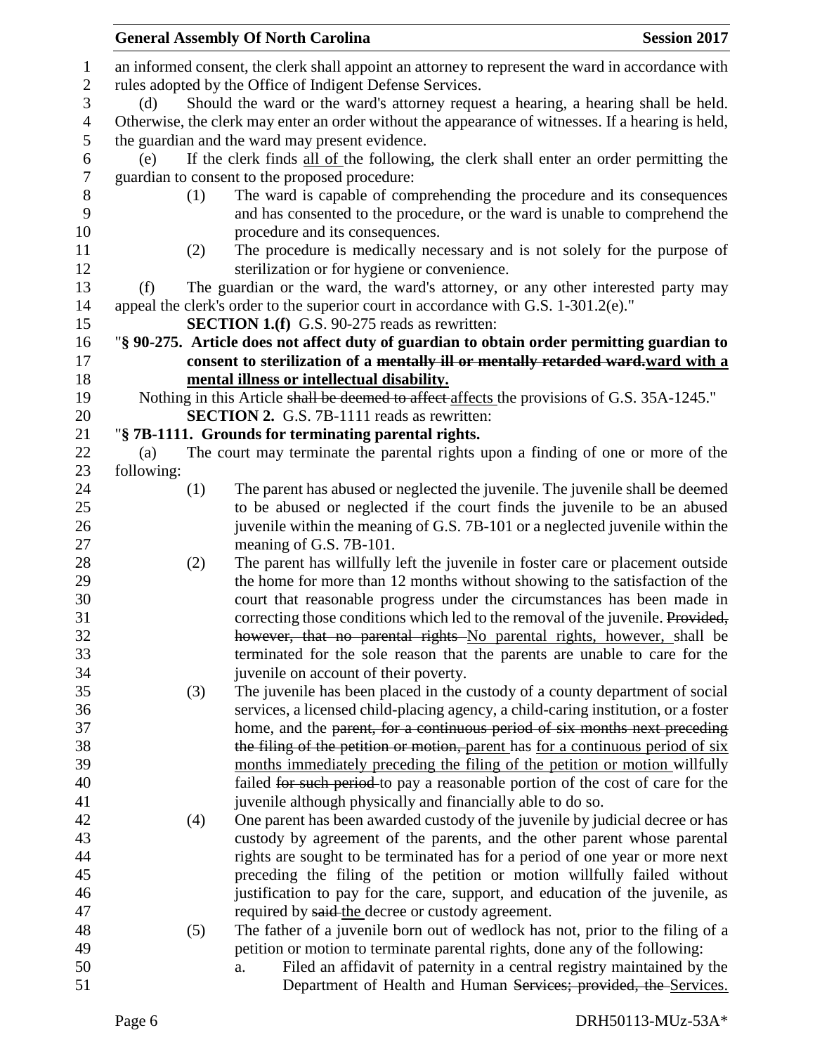an informed consent, the clerk shall appoint an attorney to represent the ward in accordance with rules adopted by the Office of Indigent Defense Services.

(d) Should the ward or the ward's attorney request a hearing, a hearing shall be held. Otherwise, the clerk may enter an order without the appearance of witnesses. If a hearing is held, the guardian and the ward may present evidence.

(e) If the clerk finds <u>all of</u> the following, the clerk shall enter an order permitting the guardian to consent to the proposed procedure:

(1) The ward is capable of comprehending the procedure and its consequences and has consented to the procedure, or the ward is unable to comprehend the procedure and its consequences.

(2) The procedure is medically necessary and is not solely for the purpose of sterilization or for hygiene or convenience.

(f) The guardian or the ward, the ward's attorney, or any other interested party may appeal the clerk's order to the superior court in accordance with G.S. 1-301.2(e)."

**SECTION 1.(f)** G.S. 90-275 reads as rewritten:

"**§ 90-275. Article does not affect duty of guardian to obtain order permitting guardian to consent to sterilization of a ~~mentally ill or mentally retarded ward.~~<u>ward with a mental illness or intellectual disability.</u>**

Nothing in this Article ~~shall be deemed to affect~~ <u>affects</u> the provisions of G.S. 35A-1245."

**SECTION 2.** G.S. 7B-1111 reads as rewritten:

"**§ 7B-1111. Grounds for terminating parental rights.**

(a) The court may terminate the parental rights upon a finding of one or more of the following:

(1) The parent has abused or neglected the juvenile. The juvenile shall be deemed to be abused or neglected if the court finds the juvenile to be an abused juvenile within the meaning of G.S. 7B-101 or a neglected juvenile within the meaning of G.S. 7B-101.

(2) The parent has willfully left the juvenile in foster care or placement outside the home for more than 12 months without showing to the satisfaction of the court that reasonable progress under the circumstances has been made in correcting those conditions which led to the removal of the juvenile. ~~Provided, however, that no parental rights~~ <u>No parental rights, however,</u> shall be terminated for the sole reason that the parents are unable to care for the juvenile on account of their poverty.

(3) The juvenile has been placed in the custody of a county department of social services, a licensed child-placing agency, a child-caring institution, or a foster home, and the ~~parent, for a continuous period of six months next preceding the filing of the petition or motion,~~ <u>parent</u> has <u>for a continuous period of six months immediately preceding the filing of the petition or motion</u> willfully failed ~~for such period~~ to pay a reasonable portion of the cost of care for the juvenile although physically and financially able to do so.

(4) One parent has been awarded custody of the juvenile by judicial decree or has custody by agreement of the parents, and the other parent whose parental rights are sought to be terminated has for a period of one year or more next preceding the filing of the petition or motion willfully failed without justification to pay for the care, support, and education of the juvenile, as required by ~~said~~ <u>the</u> decree or custody agreement.

(5) The father of a juvenile born out of wedlock has not, prior to the filing of a petition or motion to terminate parental rights, done any of the following:

a. Filed an affidavit of paternity in a central registry maintained by the Department of Health and Human ~~Services; provided, the~~ <u>Services.</u>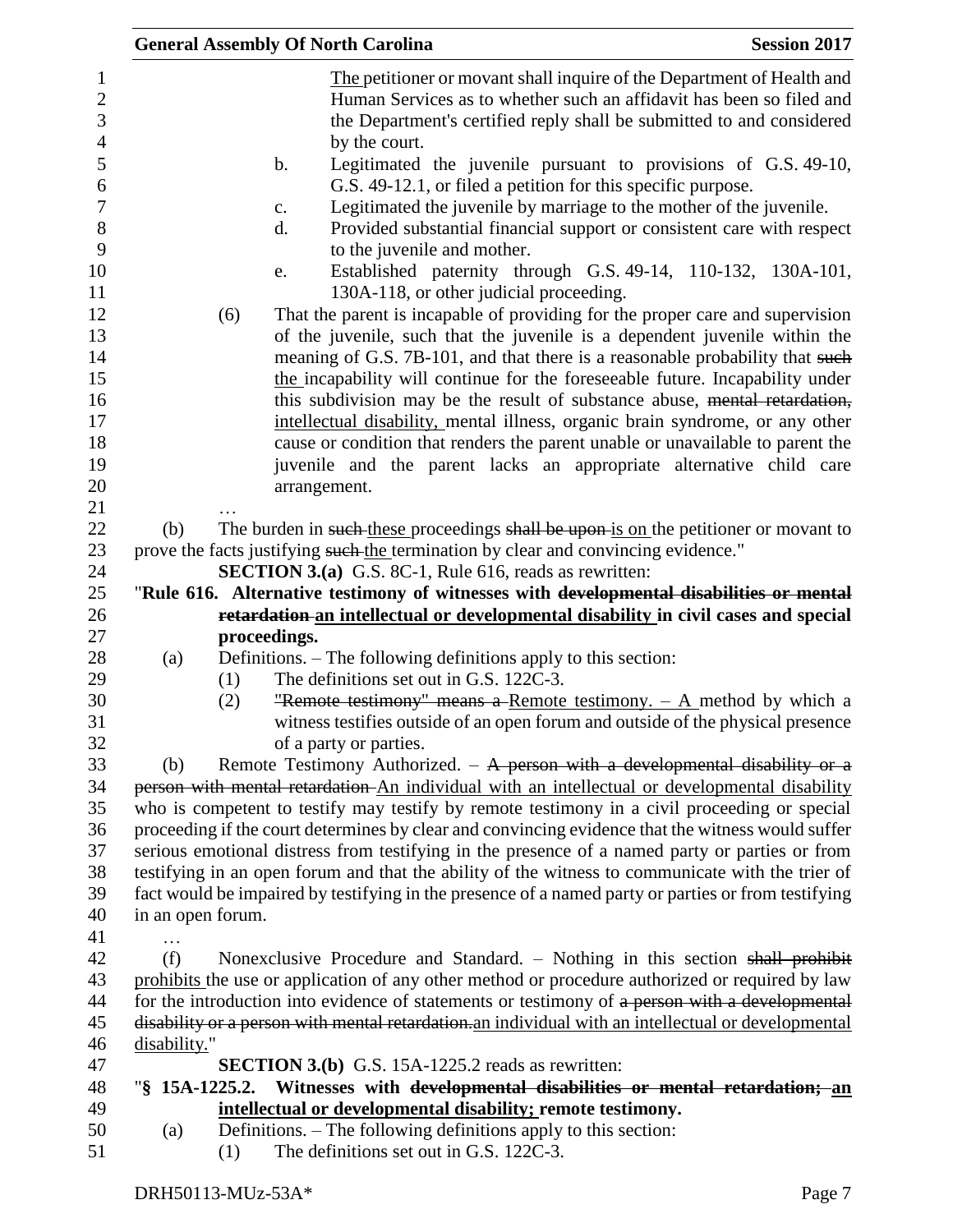The petitioner or movant shall inquire of the Department of Health and Human Services as to whether such an affidavit has been so filed and the Department's certified reply shall be submitted to and considered by the court.

b. Legitimated the juvenile pursuant to provisions of G.S. 49-10, G.S. 49-12.1, or filed a petition for this specific purpose.

c. Legitimated the juvenile by marriage to the mother of the juvenile.

d. Provided substantial financial support or consistent care with respect to the juvenile and mother.

e. Established paternity through G.S. 49-14, 110-132, 130A-101, 130A-118, or other judicial proceeding.

(6) That the parent is incapable of providing for the proper care and supervision of the juvenile, such that the juvenile is a dependent juvenile within the meaning of G.S. 7B-101, and that there is a reasonable probability that ~~such~~ the incapability will continue for the foreseeable future. Incapability under this subdivision may be the result of substance abuse, ~~mental retardation,~~ intellectual disability, mental illness, organic brain syndrome, or any other cause or condition that renders the parent unable or unavailable to parent the juvenile and the parent lacks an appropriate alternative child care arrangement.

…

(b) The burden in ~~such~~ these proceedings ~~shall be upon~~ is on the petitioner or movant to prove the facts justifying ~~such~~ the termination by clear and convincing evidence."

**SECTION 3.(a)** G.S. 8C-1, Rule 616, reads as rewritten:

"**Rule 616. Alternative testimony of witnesses with ~~developmental disabilities or mental retardation~~ an intellectual or developmental disability in civil cases and special proceedings.**

(a) Definitions. – The following definitions apply to this section:

(1) The definitions set out in G.S. 122C-3.

(2) ~~"Remote testimony" means a~~ Remote testimony. – A method by which a witness testifies outside of an open forum and outside of the physical presence of a party or parties.

(b) Remote Testimony Authorized. – ~~A person with a developmental disability or a person with mental retardation~~ An individual with an intellectual or developmental disability who is competent to testify may testify by remote testimony in a civil proceeding or special proceeding if the court determines by clear and convincing evidence that the witness would suffer serious emotional distress from testifying in the presence of a named party or parties or from testifying in an open forum and that the ability of the witness to communicate with the trier of fact would be impaired by testifying in the presence of a named party or parties or from testifying in an open forum.

…

(f) Nonexclusive Procedure and Standard. – Nothing in this section ~~shall prohibit~~ prohibits the use or application of any other method or procedure authorized or required by law for the introduction into evidence of statements or testimony of ~~a person with a developmental disability or a person with mental retardation.~~ an individual with an intellectual or developmental disability."

**SECTION 3.(b)** G.S. 15A-1225.2 reads as rewritten:

"**§ 15A-1225.2. Witnesses with ~~developmental disabilities or mental retardation;~~ an intellectual or developmental disability; remote testimony.**

(a) Definitions. – The following definitions apply to this section:

(1) The definitions set out in G.S. 122C-3.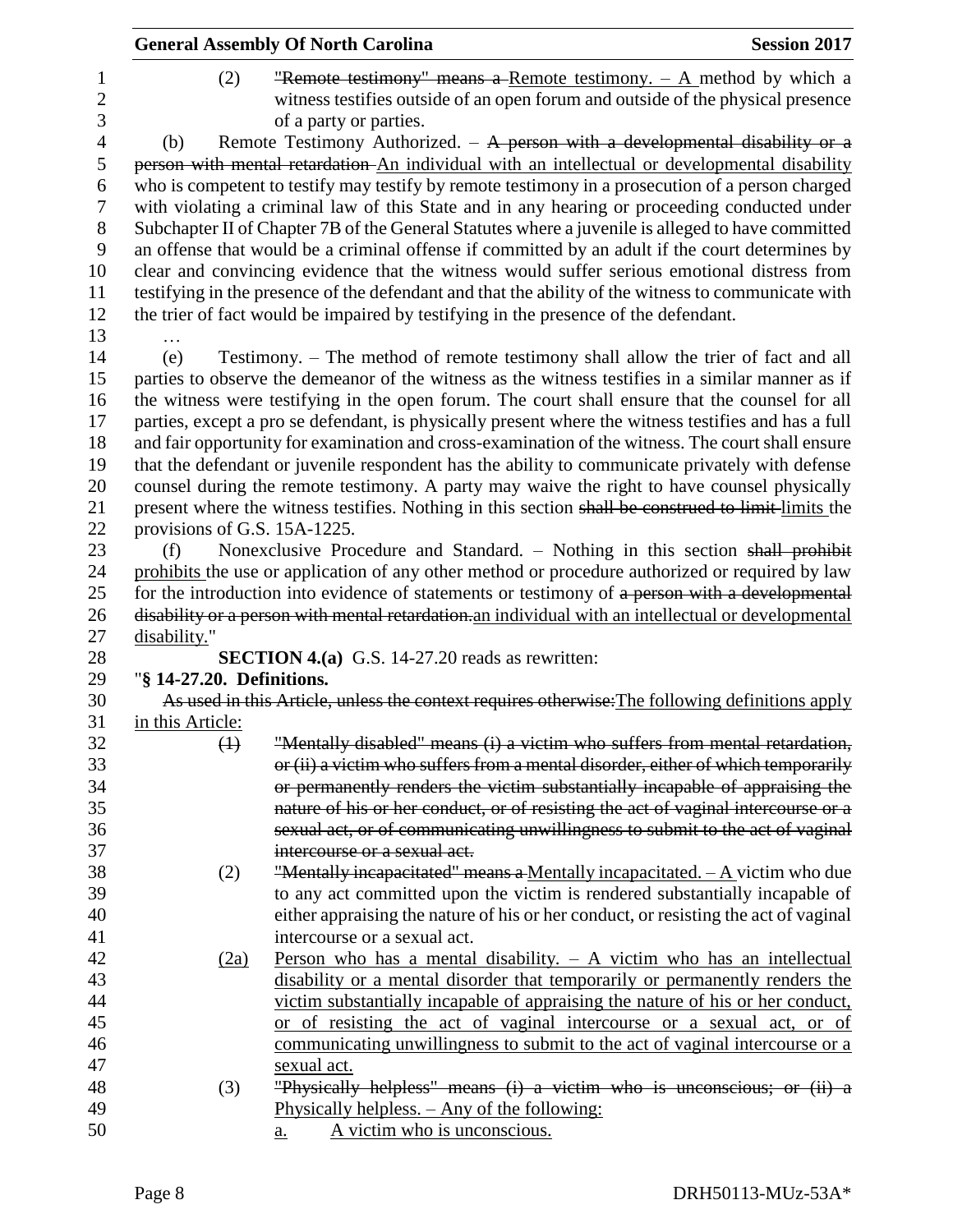(2) ~~"Remote testimony" means a~~ Remote testimony. – A method by which a witness testifies outside of an open forum and outside of the physical presence of a party or parties.

(b) Remote Testimony Authorized. – ~~A person with a developmental disability or a person with mental retardation~~ An individual with an intellectual or developmental disability who is competent to testify may testify by remote testimony in a prosecution of a person charged with violating a criminal law of this State and in any hearing or proceeding conducted under Subchapter II of Chapter 7B of the General Statutes where a juvenile is alleged to have committed an offense that would be a criminal offense if committed by an adult if the court determines by clear and convincing evidence that the witness would suffer serious emotional distress from testifying in the presence of the defendant and that the ability of the witness to communicate with the trier of fact would be impaired by testifying in the presence of the defendant.

…

(e) Testimony. – The method of remote testimony shall allow the trier of fact and all parties to observe the demeanor of the witness as the witness testifies in a similar manner as if the witness were testifying in the open forum. The court shall ensure that the counsel for all parties, except a pro se defendant, is physically present where the witness testifies and has a full and fair opportunity for examination and cross-examination of the witness. The court shall ensure that the defendant or juvenile respondent has the ability to communicate privately with defense counsel during the remote testimony. A party may waive the right to have counsel physically present where the witness testifies. Nothing in this section ~~shall be construed to limit~~ limits the provisions of G.S. 15A-1225.

(f) Nonexclusive Procedure and Standard. – Nothing in this section ~~shall prohibit~~ prohibits the use or application of any other method or procedure authorized or required by law for the introduction into evidence of statements or testimony of ~~a person with a developmental disability or a person with mental retardation.~~an individual with an intellectual or developmental disability."

**SECTION 4.(a)** G.S. 14-27.20 reads as rewritten:

"**§ 14-27.20. Definitions.**

~~As used in this Article, unless the context requires otherwise:~~The following definitions apply in this Article:

~~(1) "Mentally disabled" means (i) a victim who suffers from mental retardation, or (ii) a victim who suffers from a mental disorder, either of which temporarily or permanently renders the victim substantially incapable of appraising the nature of his or her conduct, or of resisting the act of vaginal intercourse or a sexual act, or of communicating unwillingness to submit to the act of vaginal intercourse or a sexual act.~~

(2) ~~"Mentally incapacitated" means a~~ Mentally incapacitated. – A victim who due to any act committed upon the victim is rendered substantially incapable of either appraising the nature of his or her conduct, or resisting the act of vaginal intercourse or a sexual act.

(2a) Person who has a mental disability. – A victim who has an intellectual disability or a mental disorder that temporarily or permanently renders the victim substantially incapable of appraising the nature of his or her conduct, or of resisting the act of vaginal intercourse or a sexual act, or of communicating unwillingness to submit to the act of vaginal intercourse or a sexual act.

(3) ~~"Physically helpless" means (i) a victim who is unconscious; or (ii) a~~ Physically helpless. – Any of the following:

a. A victim who is unconscious.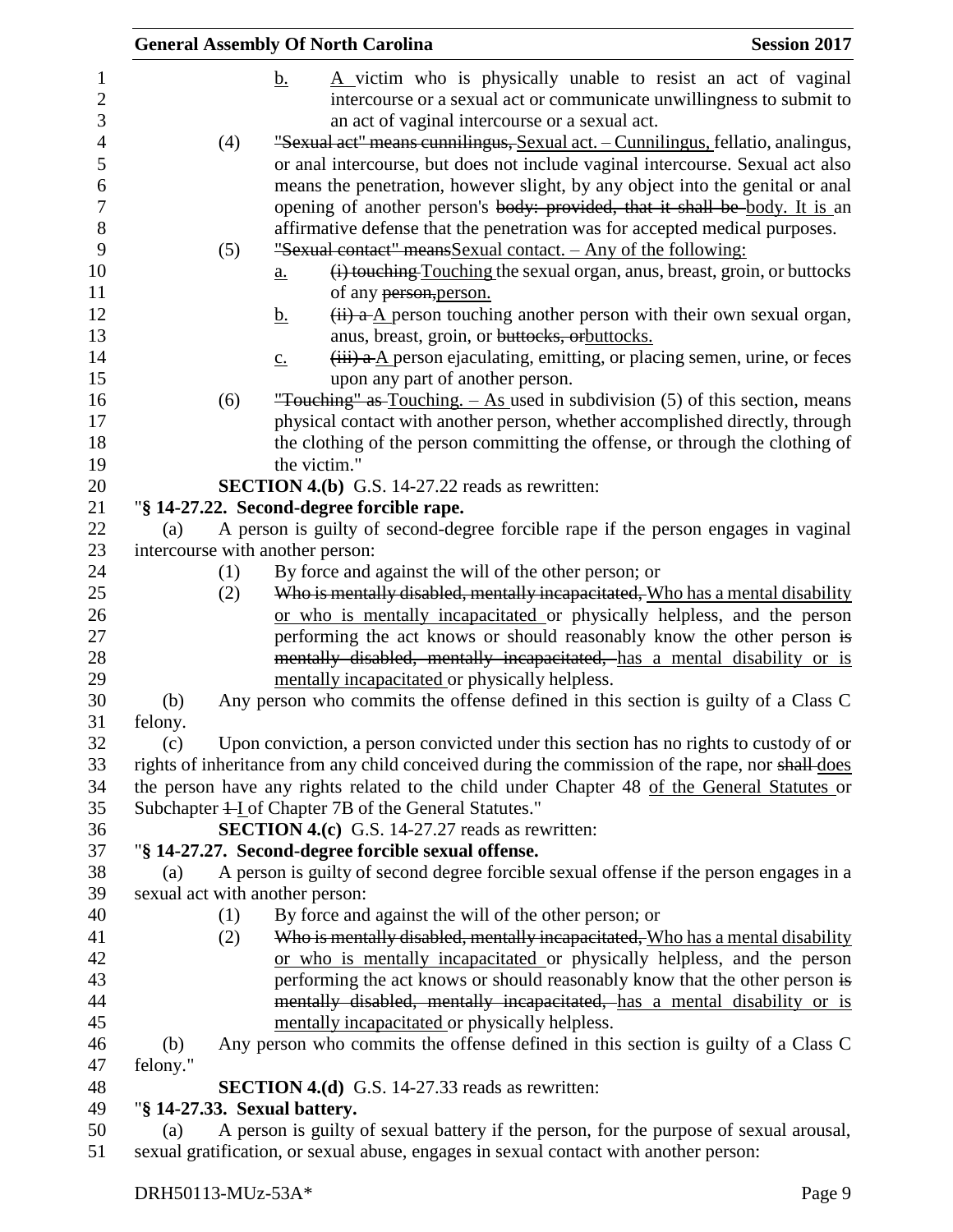b. A victim who is physically unable to resist an act of vaginal intercourse or a sexual act or communicate unwillingness to submit to an act of vaginal intercourse or a sexual act.

(4) ~~"Sexual act" means cunnilingus,~~ Sexual act. – Cunnilingus, fellatio, analingus, or anal intercourse, but does not include vaginal intercourse. Sexual act also means the penetration, however slight, by any object into the genital or anal opening of another person's ~~body: provided, that it shall be~~ body. It is an affirmative defense that the penetration was for accepted medical purposes.

(5) ~~"Sexual contact" means~~Sexual contact. – Any of the following:

a. ~~(i) touching~~ Touching the sexual organ, anus, breast, groin, or buttocks of any ~~person,~~person.

b. ~~(ii) a~~ A person touching another person with their own sexual organ, anus, breast, groin, or ~~buttocks, or~~buttocks.

c. ~~(iii) a~~ A person ejaculating, emitting, or placing semen, urine, or feces upon any part of another person.

(6) ~~"Touching" as~~ Touching. – As used in subdivision (5) of this section, means physical contact with another person, whether accomplished directly, through the clothing of the person committing the offense, or through the clothing of the victim."

**SECTION 4.(b)** G.S. 14-27.22 reads as rewritten:

"**§ 14-27.22. Second-degree forcible rape.**

(a) A person is guilty of second-degree forcible rape if the person engages in vaginal intercourse with another person:

(1) By force and against the will of the other person; or

(2) ~~Who is mentally disabled, mentally incapacitated,~~ Who has a mental disability or who is mentally incapacitated or physically helpless, and the person performing the act knows or should reasonably know the other person ~~is mentally disabled, mentally incapacitated,~~ has a mental disability or is mentally incapacitated or physically helpless.

(b) Any person who commits the offense defined in this section is guilty of a Class C felony.

(c) Upon conviction, a person convicted under this section has no rights to custody of or rights of inheritance from any child conceived during the commission of the rape, nor ~~shall~~ does the person have any rights related to the child under Chapter 48 of the General Statutes or Subchapter ~~1~~ I of Chapter 7B of the General Statutes."

**SECTION 4.(c)** G.S. 14-27.27 reads as rewritten:

"**§ 14-27.27. Second-degree forcible sexual offense.**

(a) A person is guilty of second degree forcible sexual offense if the person engages in a sexual act with another person:

(1) By force and against the will of the other person; or

(2) ~~Who is mentally disabled, mentally incapacitated,~~ Who has a mental disability or who is mentally incapacitated or physically helpless, and the person performing the act knows or should reasonably know that the other person ~~is mentally disabled, mentally incapacitated,~~ has a mental disability or is mentally incapacitated or physically helpless.

(b) Any person who commits the offense defined in this section is guilty of a Class C felony."

**SECTION 4.(d)** G.S. 14-27.33 reads as rewritten:

"**§ 14-27.33. Sexual battery.**

(a) A person is guilty of sexual battery if the person, for the purpose of sexual arousal, sexual gratification, or sexual abuse, engages in sexual contact with another person: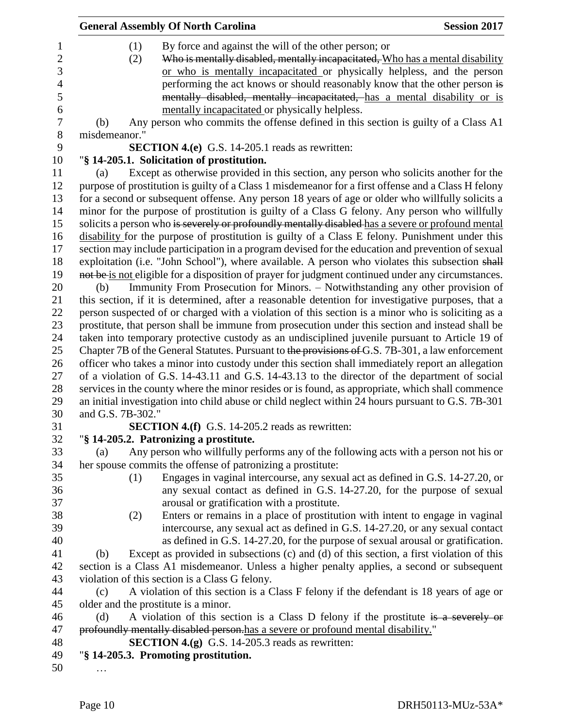(1) By force and against the will of the other person; or

(2) ~~Who is mentally disabled, mentally incapacitated,~~ Who has a mental disability or who is mentally incapacitated or physically helpless, and the person performing the act knows or should reasonably know that the other person ~~is mentally disabled, mentally incapacitated,~~ has a mental disability or is mentally incapacitated or physically helpless.

(b) Any person who commits the offense defined in this section is guilty of a Class A1 misdemeanor."

**SECTION 4.(e)** G.S. 14-205.1 reads as rewritten:

"**§ 14-205.1. Solicitation of prostitution.**

(a) Except as otherwise provided in this section, any person who solicits another for the purpose of prostitution is guilty of a Class 1 misdemeanor for a first offense and a Class H felony for a second or subsequent offense. Any person 18 years of age or older who willfully solicits a minor for the purpose of prostitution is guilty of a Class G felony. Any person who willfully solicits a person who ~~is severely or profoundly mentally disabled~~ has a severe or profound mental disability for the purpose of prostitution is guilty of a Class E felony. Punishment under this section may include participation in a program devised for the education and prevention of sexual exploitation (i.e. "John School"), where available. A person who violates this subsection ~~shall not be~~ is not eligible for a disposition of prayer for judgment continued under any circumstances.

(b) Immunity From Prosecution for Minors. – Notwithstanding any other provision of this section, if it is determined, after a reasonable detention for investigative purposes, that a person suspected of or charged with a violation of this section is a minor who is soliciting as a prostitute, that person shall be immune from prosecution under this section and instead shall be taken into temporary protective custody as an undisciplined juvenile pursuant to Article 19 of Chapter 7B of the General Statutes. Pursuant to ~~the provisions of~~ G.S. 7B-301, a law enforcement officer who takes a minor into custody under this section shall immediately report an allegation of a violation of G.S. 14-43.11 and G.S. 14-43.13 to the director of the department of social services in the county where the minor resides or is found, as appropriate, which shall commence an initial investigation into child abuse or child neglect within 24 hours pursuant to G.S. 7B-301 and G.S. 7B-302."

**SECTION 4.(f)** G.S. 14-205.2 reads as rewritten:

"**§ 14-205.2. Patronizing a prostitute.**

(a) Any person who willfully performs any of the following acts with a person not his or her spouse commits the offense of patronizing a prostitute:

(1) Engages in vaginal intercourse, any sexual act as defined in G.S. 14-27.20, or any sexual contact as defined in G.S. 14-27.20, for the purpose of sexual arousal or gratification with a prostitute.

(2) Enters or remains in a place of prostitution with intent to engage in vaginal intercourse, any sexual act as defined in G.S. 14-27.20, or any sexual contact as defined in G.S. 14-27.20, for the purpose of sexual arousal or gratification.

(b) Except as provided in subsections (c) and (d) of this section, a first violation of this section is a Class A1 misdemeanor. Unless a higher penalty applies, a second or subsequent violation of this section is a Class G felony.

(c) A violation of this section is a Class F felony if the defendant is 18 years of age or older and the prostitute is a minor.

(d) A violation of this section is a Class D felony if the prostitute ~~is a severely or profoundly mentally disabled person.~~ has a severe or profound mental disability."

**SECTION 4.(g)** G.S. 14-205.3 reads as rewritten:

"**§ 14-205.3. Promoting prostitution.**

…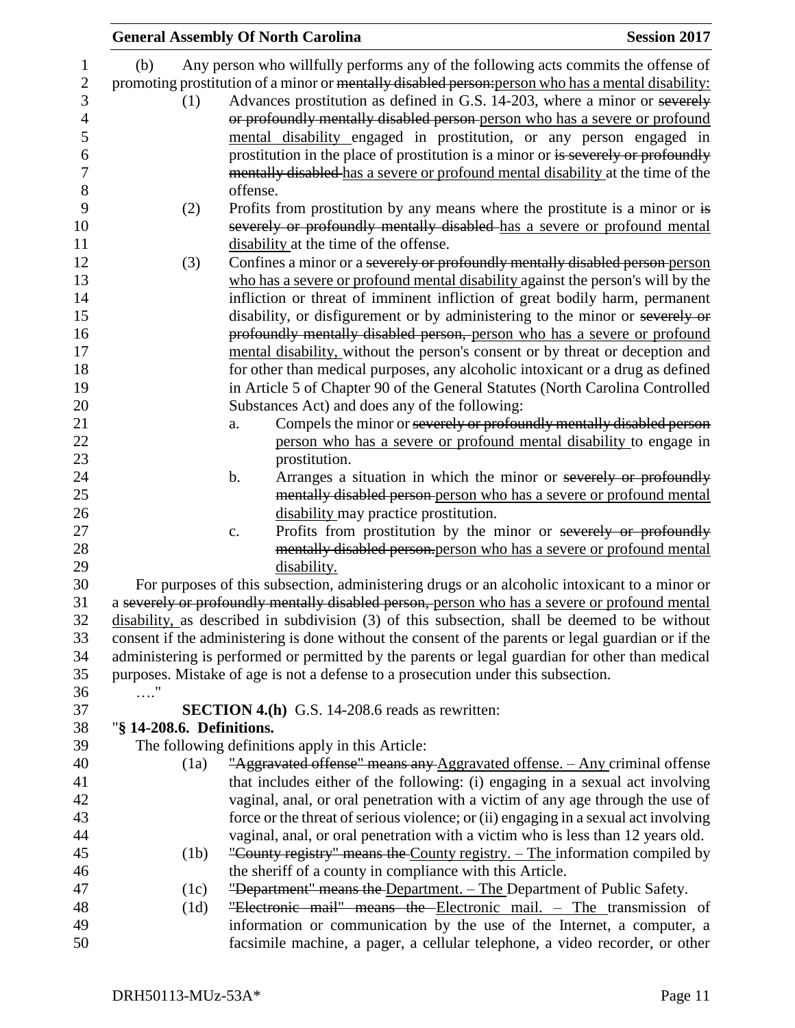(b) Any person who willfully performs any of the following acts commits the offense of promoting prostitution of a minor or ~~mentally disabled person:~~person who has a mental disability:

(1) Advances prostitution as defined in G.S. 14-203, where a minor or ~~severely or profoundly mentally disabled person~~ person who has a severe or profound mental disability engaged in prostitution, or any person engaged in prostitution in the place of prostitution is a minor or ~~is severely or profoundly mentally disabled~~ has a severe or profound mental disability at the time of the offense.

(2) Profits from prostitution by any means where the prostitute is a minor or ~~is severely or profoundly mentally disabled~~ has a severe or profound mental disability at the time of the offense.

(3) Confines a minor or a ~~severely or profoundly mentally disabled person~~ person who has a severe or profound mental disability against the person's will by the infliction or threat of imminent infliction of great bodily harm, permanent disability, or disfigurement or by administering to the minor or ~~severely or profoundly mentally disabled person,~~ person who has a severe or profound mental disability, without the person's consent or by threat or deception and for other than medical purposes, any alcoholic intoxicant or a drug as defined in Article 5 of Chapter 90 of the General Statutes (North Carolina Controlled Substances Act) and does any of the following:

a. Compels the minor or ~~severely or profoundly mentally disabled person~~ person who has a severe or profound mental disability to engage in prostitution.

b. Arranges a situation in which the minor or ~~severely or profoundly mentally disabled person~~ person who has a severe or profound mental disability may practice prostitution.

c. Profits from prostitution by the minor or ~~severely or profoundly mentally disabled person.~~person who has a severe or profound mental disability.

For purposes of this subsection, administering drugs or an alcoholic intoxicant to a minor or a ~~severely or profoundly mentally disabled person,~~ person who has a severe or profound mental disability, as described in subdivision (3) of this subsection, shall be deemed to be without consent if the administering is done without the consent of the parents or legal guardian or if the administering is performed or permitted by the parents or legal guardian for other than medical purposes. Mistake of age is not a defense to a prosecution under this subsection.

…."

**SECTION 4.(h)** G.S. 14-208.6 reads as rewritten:

"**§ 14-208.6. Definitions.**

The following definitions apply in this Article:

(1a) ~~"Aggravated offense" means any~~ Aggravated offense. – Any criminal offense that includes either of the following: (i) engaging in a sexual act involving vaginal, anal, or oral penetration with a victim of any age through the use of force or the threat of serious violence; or (ii) engaging in a sexual act involving vaginal, anal, or oral penetration with a victim who is less than 12 years old.

(1b) ~~"County registry" means the~~ County registry. – The information compiled by the sheriff of a county in compliance with this Article.

(1c) ~~"Department" means the~~ Department. – The Department of Public Safety.

(1d) ~~"Electronic mail" means the~~ Electronic mail. – The transmission of information or communication by the use of the Internet, a computer, a facsimile machine, a pager, a cellular telephone, a video recorder, or other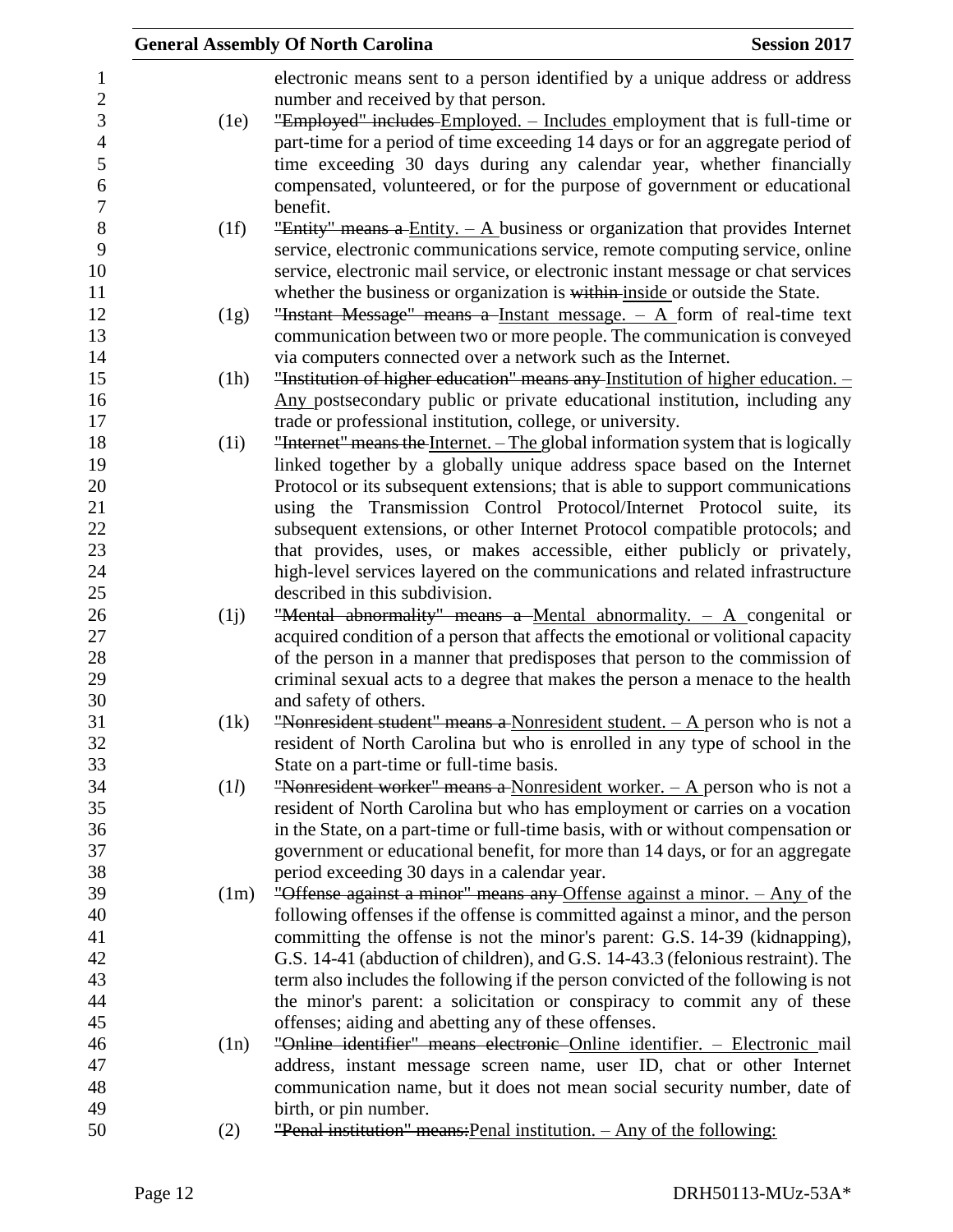electronic means sent to a person identified by a unique address or address number and received by that person.

(1e) ~~"Employed" includes~~ Employed. – Includes employment that is full-time or part-time for a period of time exceeding 14 days or for an aggregate period of time exceeding 30 days during any calendar year, whether financially compensated, volunteered, or for the purpose of government or educational benefit.

(1f) ~~"Entity" means a~~ Entity. – A business or organization that provides Internet service, electronic communications service, remote computing service, online service, electronic mail service, or electronic instant message or chat services whether the business or organization is ~~within~~ inside or outside the State.

(1g) ~~"Instant Message" means a~~ Instant message. – A form of real-time text communication between two or more people. The communication is conveyed via computers connected over a network such as the Internet.

(1h) ~~"Institution of higher education" means any~~ Institution of higher education. – Any postsecondary public or private educational institution, including any trade or professional institution, college, or university.

(1i) ~~"Internet" means the~~ Internet. – The global information system that is logically linked together by a globally unique address space based on the Internet Protocol or its subsequent extensions; that is able to support communications using the Transmission Control Protocol/Internet Protocol suite, its subsequent extensions, or other Internet Protocol compatible protocols; and that provides, uses, or makes accessible, either publicly or privately, high-level services layered on the communications and related infrastructure described in this subdivision.

(1j) ~~"Mental abnormality" means a~~ Mental abnormality. – A congenital or acquired condition of a person that affects the emotional or volitional capacity of the person in a manner that predisposes that person to the commission of criminal sexual acts to a degree that makes the person a menace to the health and safety of others.

(1k) ~~"Nonresident student" means a~~ Nonresident student. – A person who is not a resident of North Carolina but who is enrolled in any type of school in the State on a part-time or full-time basis.

(1*l*) ~~"Nonresident worker" means a~~ Nonresident worker. – A person who is not a resident of North Carolina but who has employment or carries on a vocation in the State, on a part-time or full-time basis, with or without compensation or government or educational benefit, for more than 14 days, or for an aggregate period exceeding 30 days in a calendar year.

(1m) ~~"Offense against a minor" means any~~ Offense against a minor. – Any of the following offenses if the offense is committed against a minor, and the person committing the offense is not the minor's parent: G.S. 14-39 (kidnapping), G.S. 14-41 (abduction of children), and G.S. 14-43.3 (felonious restraint). The term also includes the following if the person convicted of the following is not the minor's parent: a solicitation or conspiracy to commit any of these offenses; aiding and abetting any of these offenses.

(1n) ~~"Online identifier" means electronic~~ Online identifier. – Electronic mail address, instant message screen name, user ID, chat or other Internet communication name, but it does not mean social security number, date of birth, or pin number.

(2) ~~"Penal institution" means:~~Penal institution. – Any of the following: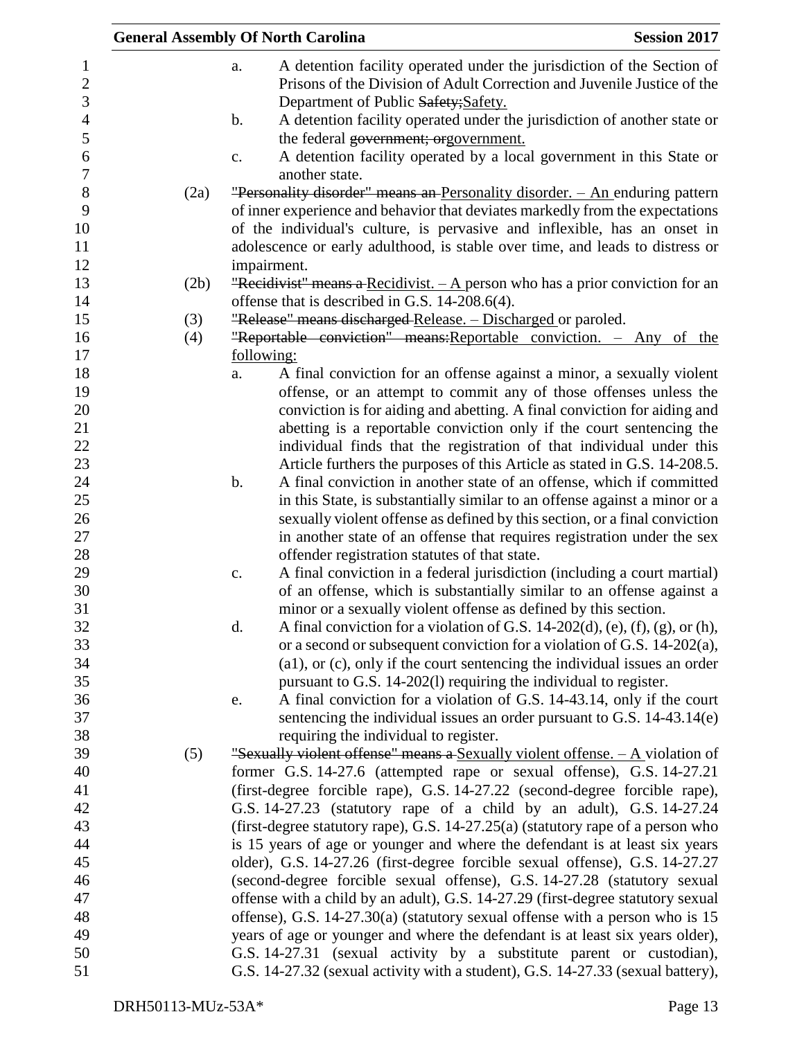a. A detention facility operated under the jurisdiction of the Section of Prisons of the Division of Adult Correction and Juvenile Justice of the Department of Public ~~Safety;~~Safety.

b. A detention facility operated under the jurisdiction of another state or the federal ~~government; or~~government.

c. A detention facility operated by a local government in this State or another state.

(2a) ~~"Personality disorder" means an~~ Personality disorder. – An enduring pattern of inner experience and behavior that deviates markedly from the expectations of the individual's culture, is pervasive and inflexible, has an onset in adolescence or early adulthood, is stable over time, and leads to distress or impairment.

(2b) ~~"Recidivist" means a~~ Recidivist. – A person who has a prior conviction for an offense that is described in G.S. 14-208.6(4).

(3) ~~"Release" means discharged~~ Release. – Discharged or paroled.

(4) ~~"Reportable conviction" means:~~Reportable conviction. – Any of the following:

a. A final conviction for an offense against a minor, a sexually violent offense, or an attempt to commit any of those offenses unless the conviction is for aiding and abetting. A final conviction for aiding and abetting is a reportable conviction only if the court sentencing the individual finds that the registration of that individual under this Article furthers the purposes of this Article as stated in G.S. 14-208.5.

b. A final conviction in another state of an offense, which if committed in this State, is substantially similar to an offense against a minor or a sexually violent offense as defined by this section, or a final conviction in another state of an offense that requires registration under the sex offender registration statutes of that state.

c. A final conviction in a federal jurisdiction (including a court martial) of an offense, which is substantially similar to an offense against a minor or a sexually violent offense as defined by this section.

d. A final conviction for a violation of G.S. 14-202(d), (e), (f), (g), or (h), or a second or subsequent conviction for a violation of G.S. 14-202(a), (a1), or (c), only if the court sentencing the individual issues an order pursuant to G.S. 14-202(l) requiring the individual to register.

e. A final conviction for a violation of G.S. 14-43.14, only if the court sentencing the individual issues an order pursuant to G.S. 14-43.14(e) requiring the individual to register.

(5) ~~"Sexually violent offense" means a~~ Sexually violent offense. – A violation of former G.S. 14-27.6 (attempted rape or sexual offense), G.S. 14-27.21 (first-degree forcible rape), G.S. 14-27.22 (second-degree forcible rape), G.S. 14-27.23 (statutory rape of a child by an adult), G.S. 14-27.24 (first-degree statutory rape), G.S. 14-27.25(a) (statutory rape of a person who is 15 years of age or younger and where the defendant is at least six years older), G.S. 14-27.26 (first-degree forcible sexual offense), G.S. 14-27.27 (second-degree forcible sexual offense), G.S. 14-27.28 (statutory sexual offense with a child by an adult), G.S. 14-27.29 (first-degree statutory sexual offense), G.S. 14-27.30(a) (statutory sexual offense with a person who is 15 years of age or younger and where the defendant is at least six years older), G.S. 14-27.31 (sexual activity by a substitute parent or custodian), G.S. 14-27.32 (sexual activity with a student), G.S. 14-27.33 (sexual battery),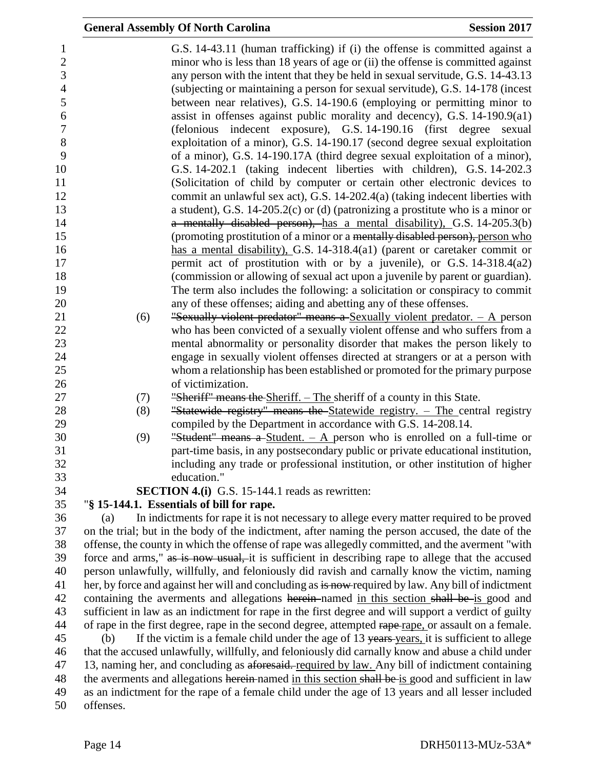G.S. 14-43.11 (human trafficking) if (i) the offense is committed against a minor who is less than 18 years of age or (ii) the offense is committed against any person with the intent that they be held in sexual servitude, G.S. 14-43.13 (subjecting or maintaining a person for sexual servitude), G.S. 14-178 (incest between near relatives), G.S. 14-190.6 (employing or permitting minor to assist in offenses against public morality and decency), G.S. 14-190.9(a1) (felonious indecent exposure), G.S. 14-190.16 (first degree sexual exploitation of a minor), G.S. 14-190.17 (second degree sexual exploitation of a minor), G.S. 14-190.17A (third degree sexual exploitation of a minor), G.S. 14-202.1 (taking indecent liberties with children), G.S. 14-202.3 (Solicitation of child by computer or certain other electronic devices to commit an unlawful sex act), G.S. 14-202.4(a) (taking indecent liberties with a student), G.S. 14-205.2(c) or (d) (patronizing a prostitute who is a minor or ~~a mentally disabled person),~~ has a mental disability), G.S. 14-205.3(b) (promoting prostitution of a minor or a ~~mentally disabled person),~~ person who has a mental disability), G.S. 14-318.4(a1) (parent or caretaker commit or permit act of prostitution with or by a juvenile), or G.S. 14-318.4(a2) (commission or allowing of sexual act upon a juvenile by parent or guardian). The term also includes the following: a solicitation or conspiracy to commit any of these offenses; aiding and abetting any of these offenses.

(6) ~~"Sexually violent predator" means a~~ Sexually violent predator. – A person who has been convicted of a sexually violent offense and who suffers from a mental abnormality or personality disorder that makes the person likely to engage in sexually violent offenses directed at strangers or at a person with whom a relationship has been established or promoted for the primary purpose of victimization.

(7) ~~"Sheriff" means the~~ Sheriff. – The sheriff of a county in this State.

(8) ~~"Statewide registry" means the~~ Statewide registry. – The central registry compiled by the Department in accordance with G.S. 14-208.14.

(9) ~~"Student" means a~~ Student. – A person who is enrolled on a full-time or part-time basis, in any postsecondary public or private educational institution, including any trade or professional institution, or other institution of higher education."

**SECTION 4.(i)** G.S. 15-144.1 reads as rewritten:

"**§ 15-144.1. Essentials of bill for rape.**

(a) In indictments for rape it is not necessary to allege every matter required to be proved on the trial; but in the body of the indictment, after naming the person accused, the date of the offense, the county in which the offense of rape was allegedly committed, and the averment "with force and arms," ~~as is now usual,~~ it is sufficient in describing rape to allege that the accused person unlawfully, willfully, and feloniously did ravish and carnally know the victim, naming her, by force and against her will and concluding as ~~is now~~ required by law. Any bill of indictment containing the averments and allegations ~~herein~~ named in this section ~~shall be~~ is good and sufficient in law as an indictment for rape in the first degree and will support a verdict of guilty of rape in the first degree, rape in the second degree, attempted ~~rape~~ rape, or assault on a female.

(b) If the victim is a female child under the age of 13 ~~years~~ years, it is sufficient to allege that the accused unlawfully, willfully, and feloniously did carnally know and abuse a child under 13, naming her, and concluding as ~~aforesaid.~~ required by law. Any bill of indictment containing the averments and allegations ~~herein~~ named in this section ~~shall be~~ is good and sufficient in law as an indictment for the rape of a female child under the age of 13 years and all lesser included offenses.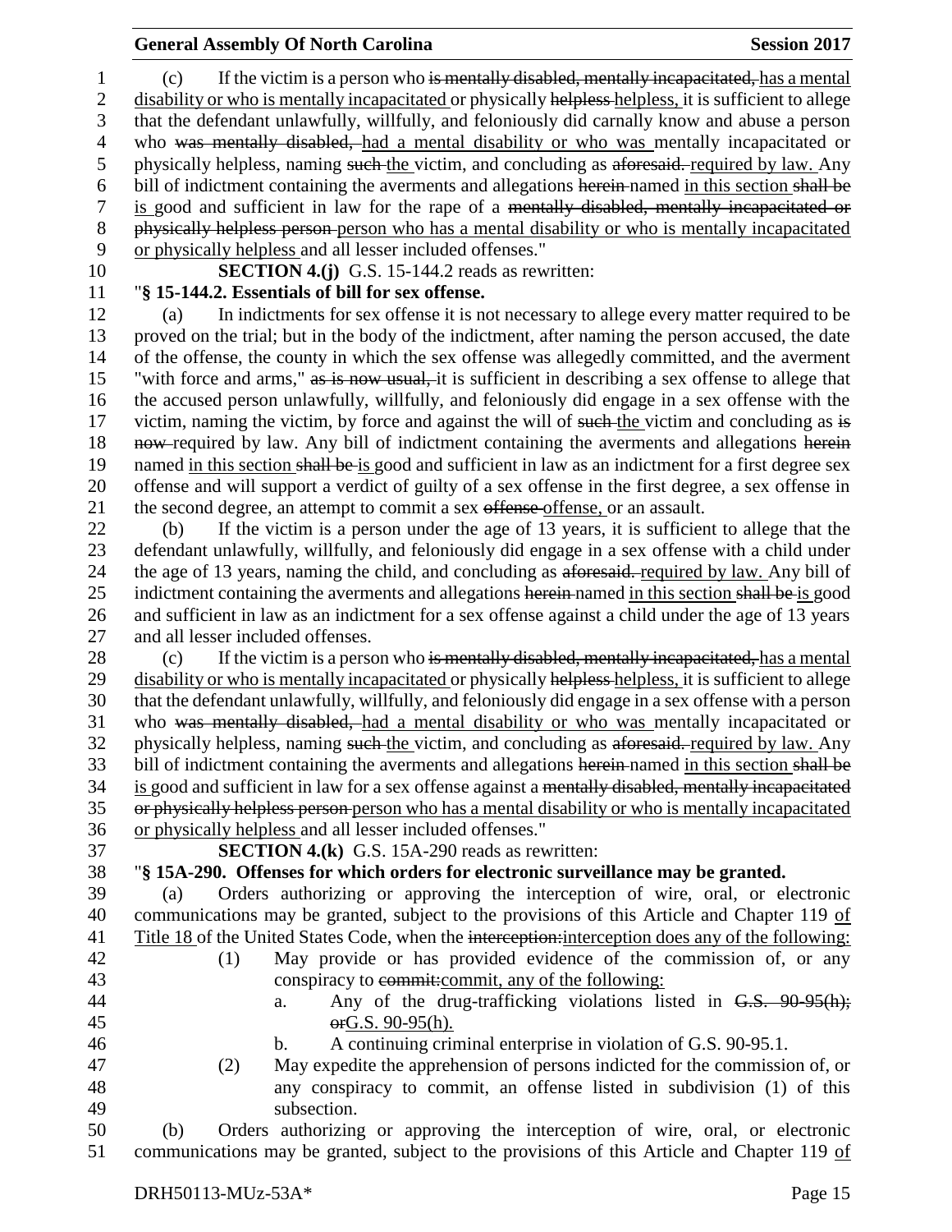(c) If the victim is a person who ~~is mentally disabled, mentally incapacitated,~~ has a mental disability or who is mentally incapacitated or physically ~~helpless~~ helpless, it is sufficient to allege that the defendant unlawfully, willfully, and feloniously did carnally know and abuse a person who ~~was mentally disabled,~~ had a mental disability or who was mentally incapacitated or physically helpless, naming ~~such~~ the victim, and concluding as ~~aforesaid.~~ required by law. Any bill of indictment containing the averments and allegations ~~herein~~ named in this section ~~shall be~~ is good and sufficient in law for the rape of a ~~mentally disabled, mentally incapacitated or physically helpless person~~ person who has a mental disability or who is mentally incapacitated or physically helpless and all lesser included offenses."

**SECTION 4.(j)** G.S. 15-144.2 reads as rewritten:

"**§ 15-144.2. Essentials of bill for sex offense.**

(a) In indictments for sex offense it is not necessary to allege every matter required to be proved on the trial; but in the body of the indictment, after naming the person accused, the date of the offense, the county in which the sex offense was allegedly committed, and the averment "with force and arms," ~~as is now usual,~~ it is sufficient in describing a sex offense to allege that the accused person unlawfully, willfully, and feloniously did engage in a sex offense with the victim, naming the victim, by force and against the will of ~~such~~ the victim and concluding as ~~is now~~ required by law. Any bill of indictment containing the averments and allegations ~~herein~~ named in this section ~~shall be~~ is good and sufficient in law as an indictment for a first degree sex offense and will support a verdict of guilty of a sex offense in the first degree, a sex offense in the second degree, an attempt to commit a sex ~~offense~~ offense, or an assault.

(b) If the victim is a person under the age of 13 years, it is sufficient to allege that the defendant unlawfully, willfully, and feloniously did engage in a sex offense with a child under the age of 13 years, naming the child, and concluding as ~~aforesaid.~~ required by law. Any bill of indictment containing the averments and allegations ~~herein~~ named in this section ~~shall be~~ is good and sufficient in law as an indictment for a sex offense against a child under the age of 13 years and all lesser included offenses.

(c) If the victim is a person who ~~is mentally disabled, mentally incapacitated,~~ has a mental disability or who is mentally incapacitated or physically ~~helpless~~ helpless, it is sufficient to allege that the defendant unlawfully, willfully, and feloniously did engage in a sex offense with a person who ~~was mentally disabled,~~ had a mental disability or who was mentally incapacitated or physically helpless, naming ~~such~~ the victim, and concluding as ~~aforesaid.~~ required by law. Any bill of indictment containing the averments and allegations ~~herein~~ named in this section ~~shall be~~ is good and sufficient in law for a sex offense against a ~~mentally disabled, mentally incapacitated or physically helpless person~~ person who has a mental disability or who is mentally incapacitated or physically helpless and all lesser included offenses."

**SECTION 4.(k)** G.S. 15A-290 reads as rewritten:

"**§ 15A-290. Offenses for which orders for electronic surveillance may be granted.**

(a) Orders authorizing or approving the interception of wire, oral, or electronic communications may be granted, subject to the provisions of this Article and Chapter 119 of Title 18 of the United States Code, when the ~~interception:~~ interception does any of the following:

(1) May provide or has provided evidence of the commission of, or any conspiracy to ~~commit:~~ commit, any of the following:

a. Any of the drug-trafficking violations listed in ~~G.S. 90-95(h); or~~ G.S. 90-95(h).

b. A continuing criminal enterprise in violation of G.S. 90-95.1.

(2) May expedite the apprehension of persons indicted for the commission of, or any conspiracy to commit, an offense listed in subdivision (1) of this subsection.

(b) Orders authorizing or approving the interception of wire, oral, or electronic communications may be granted, subject to the provisions of this Article and Chapter 119 of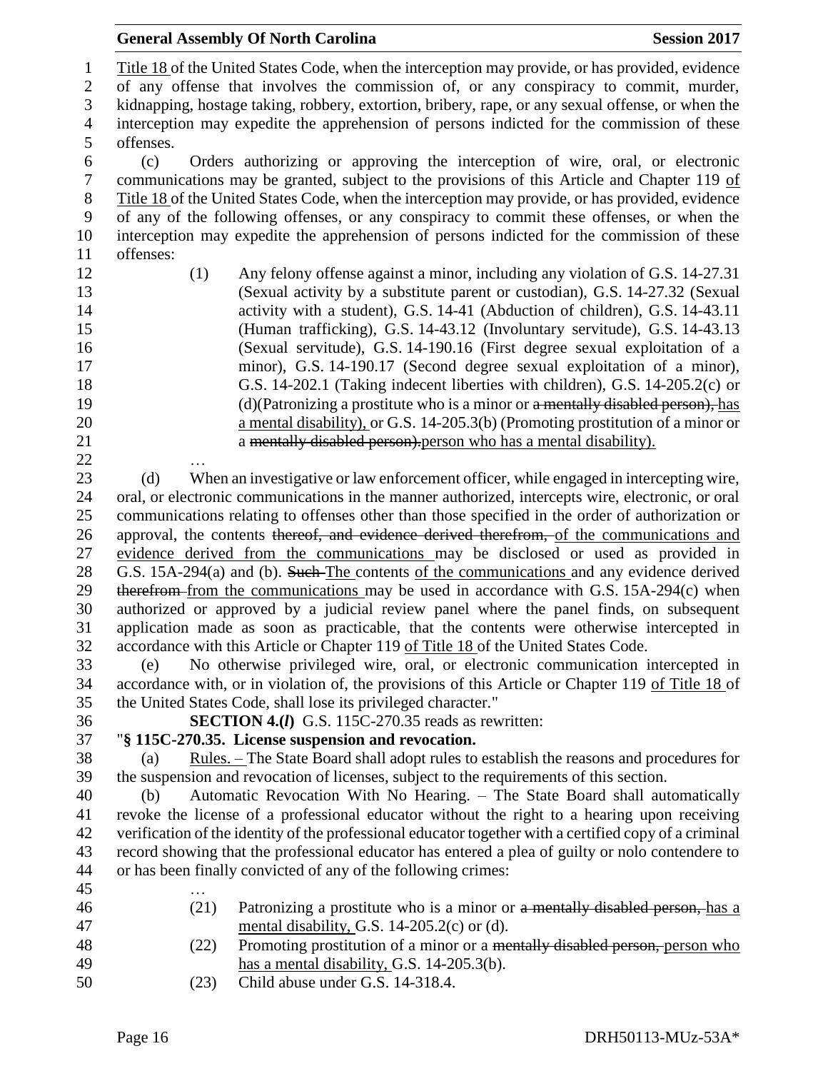Title 18 of the United States Code, when the interception may provide, or has provided, evidence of any offense that involves the commission of, or any conspiracy to commit, murder, kidnapping, hostage taking, robbery, extortion, bribery, rape, or any sexual offense, or when the interception may expedite the apprehension of persons indicted for the commission of these offenses.

(c) Orders authorizing or approving the interception of wire, oral, or electronic communications may be granted, subject to the provisions of this Article and Chapter 119 of Title 18 of the United States Code, when the interception may provide, or has provided, evidence of any of the following offenses, or any conspiracy to commit these offenses, or when the interception may expedite the apprehension of persons indicted for the commission of these offenses:

(1) Any felony offense against a minor, including any violation of G.S. 14-27.31 (Sexual activity by a substitute parent or custodian), G.S. 14-27.32 (Sexual activity with a student), G.S. 14-41 (Abduction of children), G.S. 14-43.11 (Human trafficking), G.S. 14-43.12 (Involuntary servitude), G.S. 14-43.13 (Sexual servitude), G.S. 14-190.16 (First degree sexual exploitation of a minor), G.S. 14-190.17 (Second degree sexual exploitation of a minor), G.S. 14-202.1 (Taking indecent liberties with children), G.S. 14-205.2(c) or (d)(Patronizing a prostitute who is a minor or ~~a mentally disabled person),~~ has a mental disability), or G.S. 14-205.3(b) (Promoting prostitution of a minor or a ~~mentally disabled person).~~person who has a mental disability).

…

(d) When an investigative or law enforcement officer, while engaged in intercepting wire, oral, or electronic communications in the manner authorized, intercepts wire, electronic, or oral communications relating to offenses other than those specified in the order of authorization or approval, the contents ~~thereof, and evidence derived therefrom,~~ of the communications and evidence derived from the communications may be disclosed or used as provided in G.S. 15A-294(a) and (b). ~~Such~~ The contents of the communications and any evidence derived ~~therefrom~~ from the communications may be used in accordance with G.S. 15A-294(c) when authorized or approved by a judicial review panel where the panel finds, on subsequent application made as soon as practicable, that the contents were otherwise intercepted in accordance with this Article or Chapter 119 of Title 18 of the United States Code.

(e) No otherwise privileged wire, oral, or electronic communication intercepted in accordance with, or in violation of, the provisions of this Article or Chapter 119 of Title 18 of the United States Code, shall lose its privileged character."

**SECTION 4.(*l*)** G.S. 115C-270.35 reads as rewritten:

"**§ 115C-270.35. License suspension and revocation.**

(a) Rules. – The State Board shall adopt rules to establish the reasons and procedures for the suspension and revocation of licenses, subject to the requirements of this section.

(b) Automatic Revocation With No Hearing. – The State Board shall automatically revoke the license of a professional educator without the right to a hearing upon receiving verification of the identity of the professional educator together with a certified copy of a criminal record showing that the professional educator has entered a plea of guilty or nolo contendere to or has been finally convicted of any of the following crimes:

…

(21) Patronizing a prostitute who is a minor or ~~a mentally disabled person,~~ has a mental disability, G.S. 14-205.2(c) or (d).

(22) Promoting prostitution of a minor or a ~~mentally disabled person,~~ person who has a mental disability, G.S. 14-205.3(b).

(23) Child abuse under G.S. 14-318.4.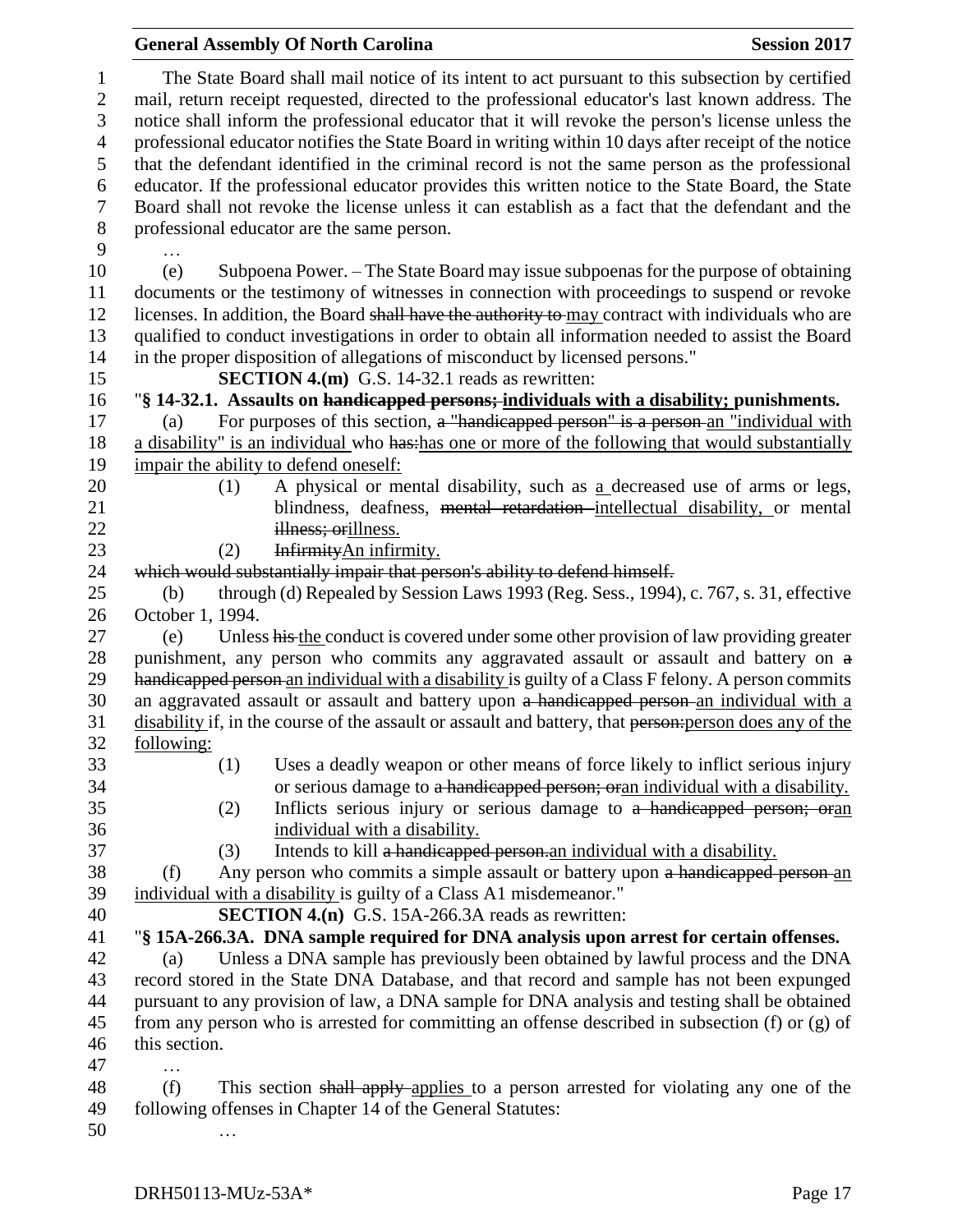The State Board shall mail notice of its intent to act pursuant to this subsection by certified mail, return receipt requested, directed to the professional educator's last known address. The notice shall inform the professional educator that it will revoke the person's license unless the professional educator notifies the State Board in writing within 10 days after receipt of the notice that the defendant identified in the criminal record is not the same person as the professional educator. If the professional educator provides this written notice to the State Board, the State Board shall not revoke the license unless it can establish as a fact that the defendant and the professional educator are the same person.

…

(e) Subpoena Power. – The State Board may issue subpoenas for the purpose of obtaining documents or the testimony of witnesses in connection with proceedings to suspend or revoke licenses. In addition, the Board ~~shall have the authority to~~ <u>may</u> contract with individuals who are qualified to conduct investigations in order to obtain all information needed to assist the Board in the proper disposition of allegations of misconduct by licensed persons."

**SECTION 4.(m)** G.S. 14-32.1 reads as rewritten:

"**§ 14-32.1. Assaults on ~~handicapped persons;~~ <u>individuals with a disability;</u> punishments.**

(a) For purposes of this section, ~~a "handicapped person" is a person~~ <u>an "individual with a disability" is an individual</u> who ~~has:~~<u>has one or more of the following that would substantially impair the ability to defend oneself:</u>

(1) A physical or mental disability, such as <u>a</u> decreased use of arms or legs, blindness, deafness, ~~mental retardation~~ <u>intellectual disability,</u> or mental ~~illness; or~~<u>illness.</u>

(2) ~~Infirmity~~<u>An infirmity.</u>

~~which would substantially impair that person's ability to defend himself.~~

(b) through (d) Repealed by Session Laws 1993 (Reg. Sess., 1994), c. 767, s. 31, effective October 1, 1994.

(e) Unless ~~his~~ <u>the</u> conduct is covered under some other provision of law providing greater punishment, any person who commits any aggravated assault or assault and battery on ~~a handicapped person~~ <u>an individual with a disability</u> is guilty of a Class F felony. A person commits an aggravated assault or assault and battery upon ~~a handicapped person~~ <u>an individual with a disability</u> if, in the course of the assault or assault and battery, that ~~person:~~<u>person does any of the following:</u>

(1) Uses a deadly weapon or other means of force likely to inflict serious injury or serious damage to ~~a handicapped person; or~~<u>an individual with a disability.</u>

(2) Inflicts serious injury or serious damage to ~~a handicapped person; or~~<u>an individual with a disability.</u>

(3) Intends to kill ~~a handicapped person.~~<u>an individual with a disability.</u>

(f) Any person who commits a simple assault or battery upon ~~a handicapped person~~ <u>an individual with a disability</u> is guilty of a Class A1 misdemeanor."

**SECTION 4.(n)** G.S. 15A-266.3A reads as rewritten:

"**§ 15A-266.3A. DNA sample required for DNA analysis upon arrest for certain offenses.**

(a) Unless a DNA sample has previously been obtained by lawful process and the DNA record stored in the State DNA Database, and that record and sample has not been expunged pursuant to any provision of law, a DNA sample for DNA analysis and testing shall be obtained from any person who is arrested for committing an offense described in subsection (f) or (g) of this section.

…

(f) This section ~~shall apply~~ <u>applies</u> to a person arrested for violating any one of the following offenses in Chapter 14 of the General Statutes:

…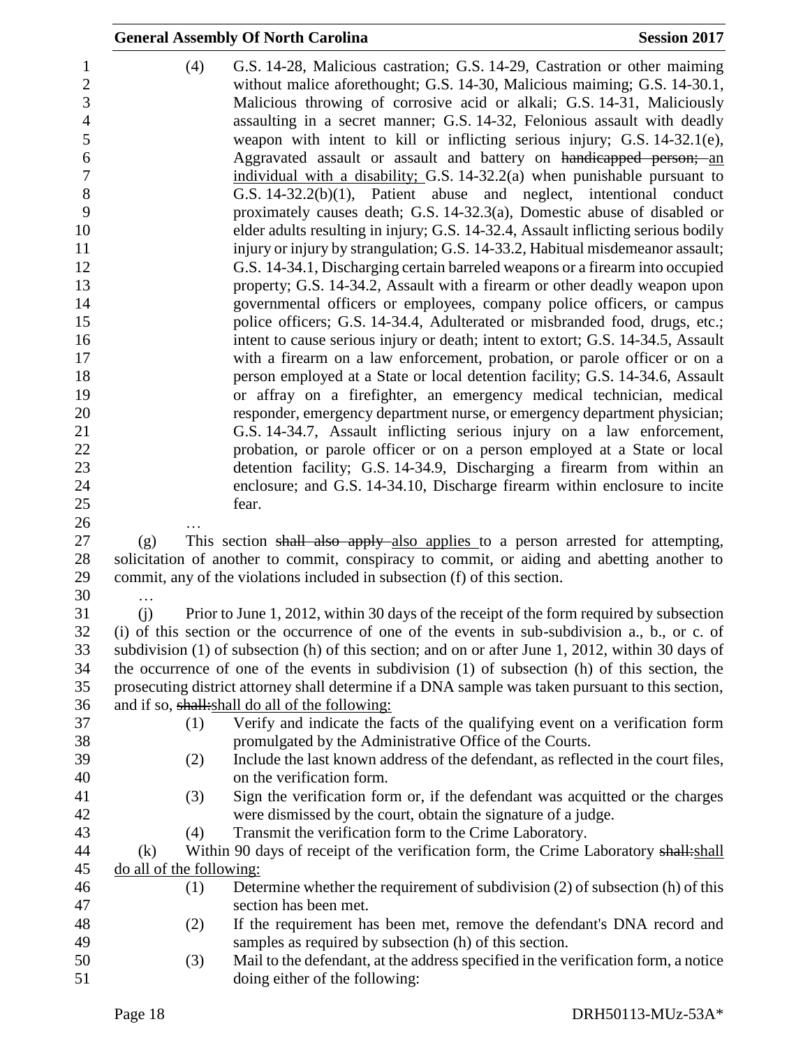(4) G.S. 14-28, Malicious castration; G.S. 14-29, Castration or other maiming without malice aforethought; G.S. 14-30, Malicious maiming; G.S. 14-30.1, Malicious throwing of corrosive acid or alkali; G.S. 14-31, Maliciously assaulting in a secret manner; G.S. 14-32, Felonious assault with deadly weapon with intent to kill or inflicting serious injury; G.S. 14-32.1(e), Aggravated assault or assault and battery on ~~handicapped person;~~ an individual with a disability; G.S. 14-32.2(a) when punishable pursuant to G.S. 14-32.2(b)(1), Patient abuse and neglect, intentional conduct proximately causes death; G.S. 14-32.3(a), Domestic abuse of disabled or elder adults resulting in injury; G.S. 14-32.4, Assault inflicting serious bodily injury or injury by strangulation; G.S. 14-33.2, Habitual misdemeanor assault; G.S. 14-34.1, Discharging certain barreled weapons or a firearm into occupied property; G.S. 14-34.2, Assault with a firearm or other deadly weapon upon governmental officers or employees, company police officers, or campus police officers; G.S. 14-34.4, Adulterated or misbranded food, drugs, etc.; intent to cause serious injury or death; intent to extort; G.S. 14-34.5, Assault with a firearm on a law enforcement, probation, or parole officer or on a person employed at a State or local detention facility; G.S. 14-34.6, Assault or affray on a firefighter, an emergency medical technician, medical responder, emergency department nurse, or emergency department physician; G.S. 14-34.7, Assault inflicting serious injury on a law enforcement, probation, or parole officer or on a person employed at a State or local detention facility; G.S. 14-34.9, Discharging a firearm from within an enclosure; and G.S. 14-34.10, Discharge firearm within enclosure to incite fear.

…

(g) This section ~~shall also apply~~ also applies to a person arrested for attempting, solicitation of another to commit, conspiracy to commit, or aiding and abetting another to commit, any of the violations included in subsection (f) of this section.

…

(j) Prior to June 1, 2012, within 30 days of the receipt of the form required by subsection (i) of this section or the occurrence of one of the events in sub-subdivision a., b., or c. of subdivision (1) of subsection (h) of this section; and on or after June 1, 2012, within 30 days of the occurrence of one of the events in subdivision (1) of subsection (h) of this section, the prosecuting district attorney shall determine if a DNA sample was taken pursuant to this section, and if so, ~~shall:~~shall do all of the following:

(1) Verify and indicate the facts of the qualifying event on a verification form promulgated by the Administrative Office of the Courts.

(2) Include the last known address of the defendant, as reflected in the court files, on the verification form.

(3) Sign the verification form or, if the defendant was acquitted or the charges were dismissed by the court, obtain the signature of a judge.

(4) Transmit the verification form to the Crime Laboratory.

(k) Within 90 days of receipt of the verification form, the Crime Laboratory ~~shall:~~shall do all of the following:

(1) Determine whether the requirement of subdivision (2) of subsection (h) of this section has been met.

(2) If the requirement has been met, remove the defendant's DNA record and samples as required by subsection (h) of this section.

(3) Mail to the defendant, at the address specified in the verification form, a notice doing either of the following: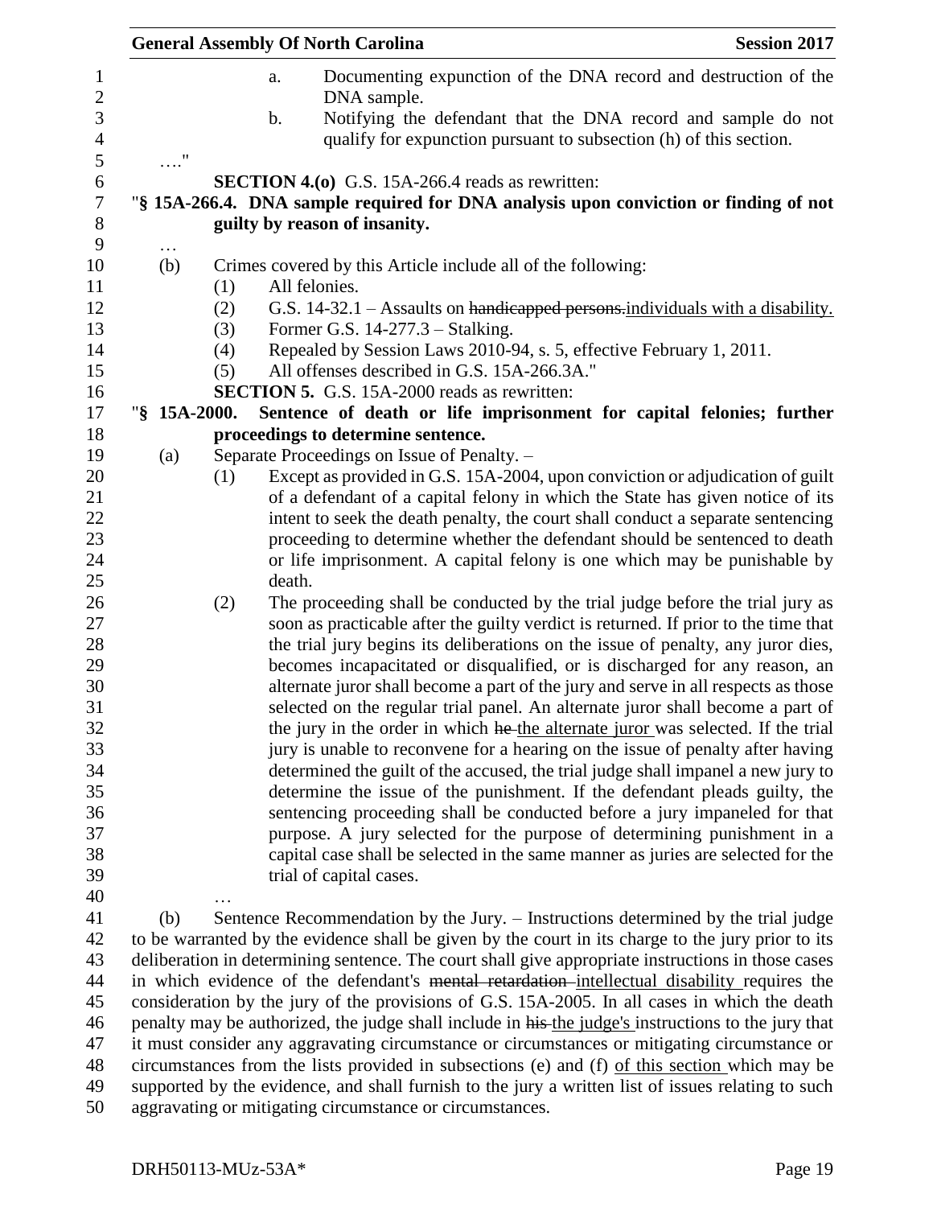a. Documenting expunction of the DNA record and destruction of the DNA sample.

b. Notifying the defendant that the DNA record and sample do not qualify for expunction pursuant to subsection (h) of this section.

…."

**SECTION 4.(o)** G.S. 15A-266.4 reads as rewritten:

"**§ 15A-266.4. DNA sample required for DNA analysis upon conviction or finding of not guilty by reason of insanity.**

…

(b) Crimes covered by this Article include all of the following:

(1) All felonies.

(2) G.S. 14-32.1 – Assaults on ~~handicapped persons.~~individuals with a disability.

(3) Former G.S. 14-277.3 – Stalking.

(4) Repealed by Session Laws 2010-94, s. 5, effective February 1, 2011.

(5) All offenses described in G.S. 15A-266.3A."

**SECTION 5.** G.S. 15A-2000 reads as rewritten:

"**§ 15A-2000. Sentence of death or life imprisonment for capital felonies; further proceedings to determine sentence.**

(a) Separate Proceedings on Issue of Penalty. –

(1) Except as provided in G.S. 15A-2004, upon conviction or adjudication of guilt of a defendant of a capital felony in which the State has given notice of its intent to seek the death penalty, the court shall conduct a separate sentencing proceeding to determine whether the defendant should be sentenced to death or life imprisonment. A capital felony is one which may be punishable by death.

(2) The proceeding shall be conducted by the trial judge before the trial jury as soon as practicable after the guilty verdict is returned. If prior to the time that the trial jury begins its deliberations on the issue of penalty, any juror dies, becomes incapacitated or disqualified, or is discharged for any reason, an alternate juror shall become a part of the jury and serve in all respects as those selected on the regular trial panel. An alternate juror shall become a part of the jury in the order in which ~~he~~ the alternate juror was selected. If the trial jury is unable to reconvene for a hearing on the issue of penalty after having determined the guilt of the accused, the trial judge shall impanel a new jury to determine the issue of the punishment. If the defendant pleads guilty, the sentencing proceeding shall be conducted before a jury impaneled for that purpose. A jury selected for the purpose of determining punishment in a capital case shall be selected in the same manner as juries are selected for the trial of capital cases.

…

(b) Sentence Recommendation by the Jury. – Instructions determined by the trial judge to be warranted by the evidence shall be given by the court in its charge to the jury prior to its deliberation in determining sentence. The court shall give appropriate instructions in those cases in which evidence of the defendant's ~~mental retardation~~ intellectual disability requires the consideration by the jury of the provisions of G.S. 15A-2005. In all cases in which the death penalty may be authorized, the judge shall include in ~~his~~ the judge's instructions to the jury that it must consider any aggravating circumstance or circumstances or mitigating circumstance or circumstances from the lists provided in subsections (e) and (f) of this section which may be supported by the evidence, and shall furnish to the jury a written list of issues relating to such aggravating or mitigating circumstance or circumstances.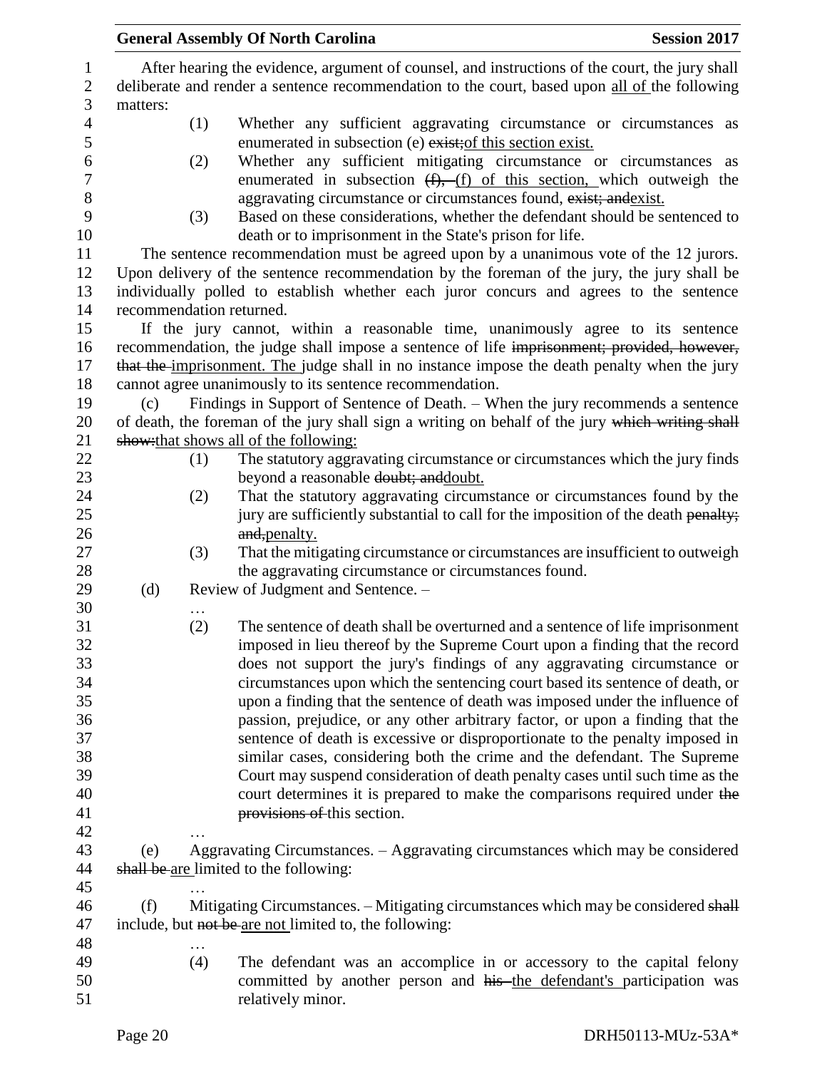After hearing the evidence, argument of counsel, and instructions of the court, the jury shall deliberate and render a sentence recommendation to the court, based upon <u>all of</u> the following matters:

(1) Whether any sufficient aggravating circumstance or circumstances as enumerated in subsection (e) ~~exist;~~<u>of this section exist.</u>

(2) Whether any sufficient mitigating circumstance or circumstances as enumerated in subsection ~~(f),~~ <u>(f) of this section,</u> which outweigh the aggravating circumstance or circumstances found, ~~exist; and~~<u>exist.</u>

(3) Based on these considerations, whether the defendant should be sentenced to death or to imprisonment in the State's prison for life.

The sentence recommendation must be agreed upon by a unanimous vote of the 12 jurors. Upon delivery of the sentence recommendation by the foreman of the jury, the jury shall be individually polled to establish whether each juror concurs and agrees to the sentence recommendation returned.

If the jury cannot, within a reasonable time, unanimously agree to its sentence recommendation, the judge shall impose a sentence of life ~~imprisonment; provided, however, that the~~ <u>imprisonment. The</u> judge shall in no instance impose the death penalty when the jury cannot agree unanimously to its sentence recommendation.

(c) Findings in Support of Sentence of Death. – When the jury recommends a sentence of death, the foreman of the jury shall sign a writing on behalf of the jury ~~which writing shall show:~~<u>that shows all of the following:</u>

(1) The statutory aggravating circumstance or circumstances which the jury finds beyond a reasonable ~~doubt; and~~<u>doubt.</u>

(2) That the statutory aggravating circumstance or circumstances found by the jury are sufficiently substantial to call for the imposition of the death ~~penalty; and,~~<u>penalty.</u>

(3) That the mitigating circumstance or circumstances are insufficient to outweigh the aggravating circumstance or circumstances found.

(d) Review of Judgment and Sentence. –

…

(2) The sentence of death shall be overturned and a sentence of life imprisonment imposed in lieu thereof by the Supreme Court upon a finding that the record does not support the jury's findings of any aggravating circumstance or circumstances upon which the sentencing court based its sentence of death, or upon a finding that the sentence of death was imposed under the influence of passion, prejudice, or any other arbitrary factor, or upon a finding that the sentence of death is excessive or disproportionate to the penalty imposed in similar cases, considering both the crime and the defendant. The Supreme Court may suspend consideration of death penalty cases until such time as the court determines it is prepared to make the comparisons required under ~~the provisions of~~ this section.

…

(e) Aggravating Circumstances. – Aggravating circumstances which may be considered ~~shall be~~ <u>are</u> limited to the following:

…

(f) Mitigating Circumstances. – Mitigating circumstances which may be considered ~~shall~~ include, but ~~not be~~ <u>are not</u> limited to, the following:

…

(4) The defendant was an accomplice in or accessory to the capital felony committed by another person and ~~his~~ <u>the defendant's</u> participation was relatively minor.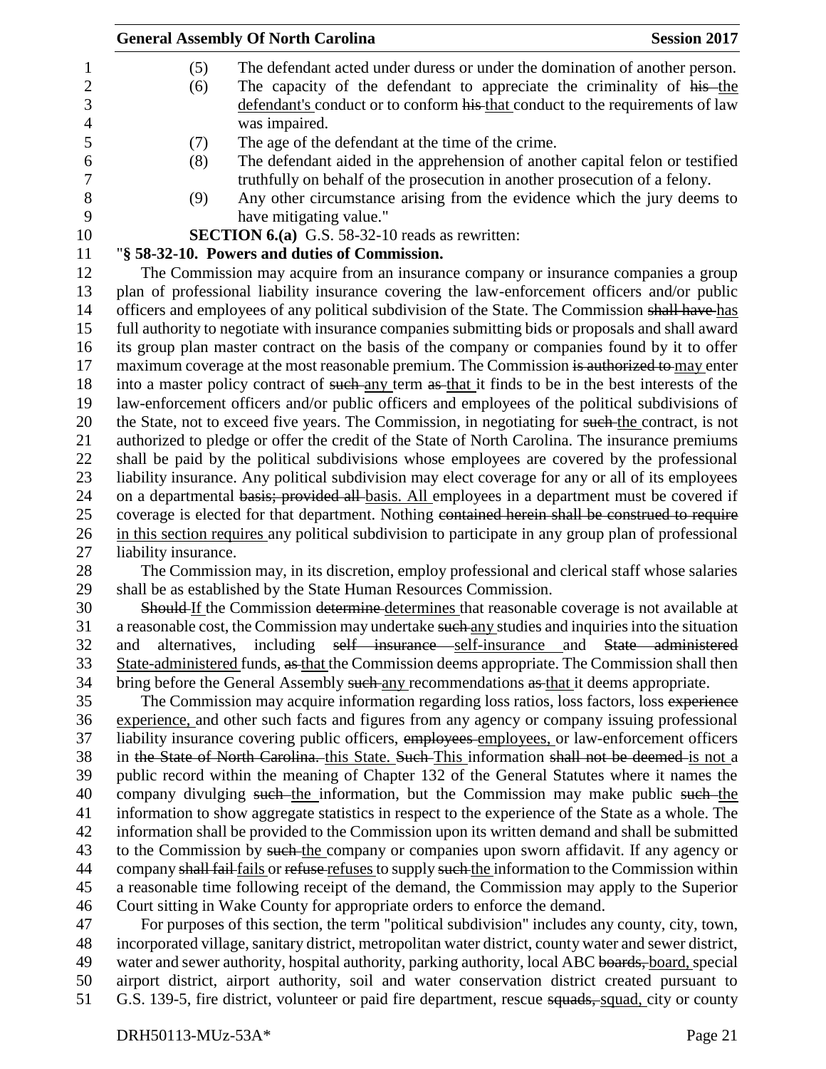(5) The defendant acted under duress or under the domination of another person.

(6) The capacity of the defendant to appreciate the criminality of ~~his~~ the defendant's conduct or to conform ~~his~~ that conduct to the requirements of law was impaired.

(7) The age of the defendant at the time of the crime.

(8) The defendant aided in the apprehension of another capital felon or testified truthfully on behalf of the prosecution in another prosecution of a felony.

(9) Any other circumstance arising from the evidence which the jury deems to have mitigating value."

**SECTION 6.(a)** G.S. 58-32-10 reads as rewritten:

"**§ 58-32-10. Powers and duties of Commission.**

The Commission may acquire from an insurance company or insurance companies a group plan of professional liability insurance covering the law-enforcement officers and/or public officers and employees of any political subdivision of the State. The Commission ~~shall have~~ has full authority to negotiate with insurance companies submitting bids or proposals and shall award its group plan master contract on the basis of the company or companies found by it to offer maximum coverage at the most reasonable premium. The Commission ~~is authorized to~~ may enter into a master policy contract of ~~such~~ any term ~~as~~ that it finds to be in the best interests of the law-enforcement officers and/or public officers and employees of the political subdivisions of the State, not to exceed five years. The Commission, in negotiating for ~~such~~ the contract, is not authorized to pledge or offer the credit of the State of North Carolina. The insurance premiums shall be paid by the political subdivisions whose employees are covered by the professional liability insurance. Any political subdivision may elect coverage for any or all of its employees on a departmental ~~basis; provided all~~ basis. All employees in a department must be covered if coverage is elected for that department. Nothing ~~contained herein shall be construed to require~~ in this section requires any political subdivision to participate in any group plan of professional liability insurance.

The Commission may, in its discretion, employ professional and clerical staff whose salaries shall be as established by the State Human Resources Commission.

~~Should~~ If the Commission ~~determine~~ determines that reasonable coverage is not available at a reasonable cost, the Commission may undertake ~~such~~ any studies and inquiries into the situation and alternatives, including ~~self insurance~~ self-insurance and ~~State administered~~ State-administered funds, ~~as~~ that the Commission deems appropriate. The Commission shall then bring before the General Assembly ~~such~~ any recommendations ~~as~~ that it deems appropriate.

The Commission may acquire information regarding loss ratios, loss factors, loss ~~experience~~ experience, and other such facts and figures from any agency or company issuing professional liability insurance covering public officers, ~~employees~~ employees, or law-enforcement officers in ~~the State of North Carolina.~~ this State. ~~Such~~ This information ~~shall not be deemed~~ is not a public record within the meaning of Chapter 132 of the General Statutes where it names the company divulging ~~such~~ the information, but the Commission may make public ~~such~~ the information to show aggregate statistics in respect to the experience of the State as a whole. The information shall be provided to the Commission upon its written demand and shall be submitted to the Commission by ~~such~~ the company or companies upon sworn affidavit. If any agency or company ~~shall fail~~ fails or ~~refuse~~ refuses to supply ~~such~~ the information to the Commission within a reasonable time following receipt of the demand, the Commission may apply to the Superior Court sitting in Wake County for appropriate orders to enforce the demand.

For purposes of this section, the term "political subdivision" includes any county, city, town, incorporated village, sanitary district, metropolitan water district, county water and sewer district, water and sewer authority, hospital authority, parking authority, local ABC ~~boards,~~ board, special airport district, airport authority, soil and water conservation district created pursuant to G.S. 139-5, fire district, volunteer or paid fire department, rescue ~~squads,~~ squad, city or county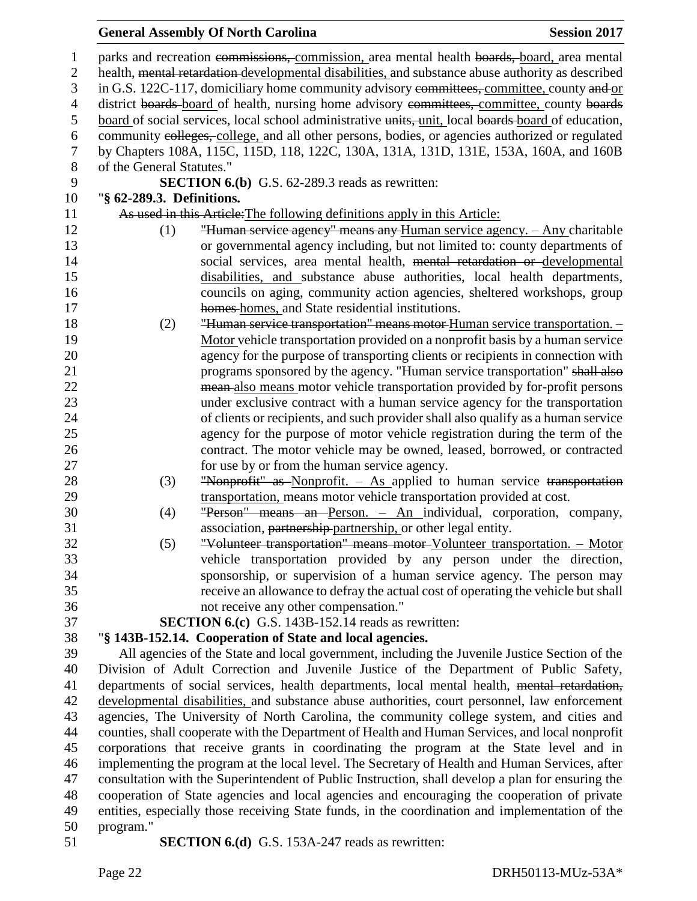parks and recreation ~~commissions,~~ commission, area mental health ~~boards,~~ board, area mental health, ~~mental retardation~~ developmental disabilities, and substance abuse authority as described in G.S. 122C-117, domiciliary home community advisory ~~committees,~~ committee, county ~~and~~ or district ~~boards~~ board of health, nursing home advisory ~~committees,~~ committee, county ~~boards~~ board of social services, local school administrative ~~units,~~ unit, local ~~boards~~ board of education, community ~~colleges,~~ college, and all other persons, bodies, or agencies authorized or regulated by Chapters 108A, 115C, 115D, 118, 122C, 130A, 131A, 131D, 131E, 153A, 160A, and 160B of the General Statutes."

**SECTION 6.(b)** G.S. 62-289.3 reads as rewritten:

"**§ 62-289.3. Definitions.**

~~As used in this Article:~~The following definitions apply in this Article:

(1) ~~"Human service agency" means any~~ Human service agency. – Any charitable or governmental agency including, but not limited to: county departments of social services, area mental health, ~~mental retardation or~~ developmental disabilities, and substance abuse authorities, local health departments, councils on aging, community action agencies, sheltered workshops, group ~~homes~~ homes, and State residential institutions.

(2) ~~"Human service transportation" means motor~~ Human service transportation. – Motor vehicle transportation provided on a nonprofit basis by a human service agency for the purpose of transporting clients or recipients in connection with programs sponsored by the agency. "Human service transportation" ~~shall also mean~~ also means motor vehicle transportation provided by for-profit persons under exclusive contract with a human service agency for the transportation of clients or recipients, and such provider shall also qualify as a human service agency for the purpose of motor vehicle registration during the term of the contract. The motor vehicle may be owned, leased, borrowed, or contracted for use by or from the human service agency.

(3) ~~"Nonprofit" as~~ Nonprofit. – As applied to human service ~~transportation~~ transportation, means motor vehicle transportation provided at cost.

(4) ~~"Person" means an~~ Person. – An individual, corporation, company, association, ~~partnership~~ partnership, or other legal entity.

(5) ~~"Volunteer transportation" means motor~~ Volunteer transportation. – Motor vehicle transportation provided by any person under the direction, sponsorship, or supervision of a human service agency. The person may receive an allowance to defray the actual cost of operating the vehicle but shall not receive any other compensation."

**SECTION 6.(c)** G.S. 143B-152.14 reads as rewritten:

"**§ 143B-152.14. Cooperation of State and local agencies.**

All agencies of the State and local government, including the Juvenile Justice Section of the Division of Adult Correction and Juvenile Justice of the Department of Public Safety, departments of social services, health departments, local mental health, ~~mental retardation,~~ developmental disabilities, and substance abuse authorities, court personnel, law enforcement agencies, The University of North Carolina, the community college system, and cities and counties, shall cooperate with the Department of Health and Human Services, and local nonprofit corporations that receive grants in coordinating the program at the State level and in implementing the program at the local level. The Secretary of Health and Human Services, after consultation with the Superintendent of Public Instruction, shall develop a plan for ensuring the cooperation of State agencies and local agencies and encouraging the cooperation of private entities, especially those receiving State funds, in the coordination and implementation of the program."

**SECTION 6.(d)** G.S. 153A-247 reads as rewritten: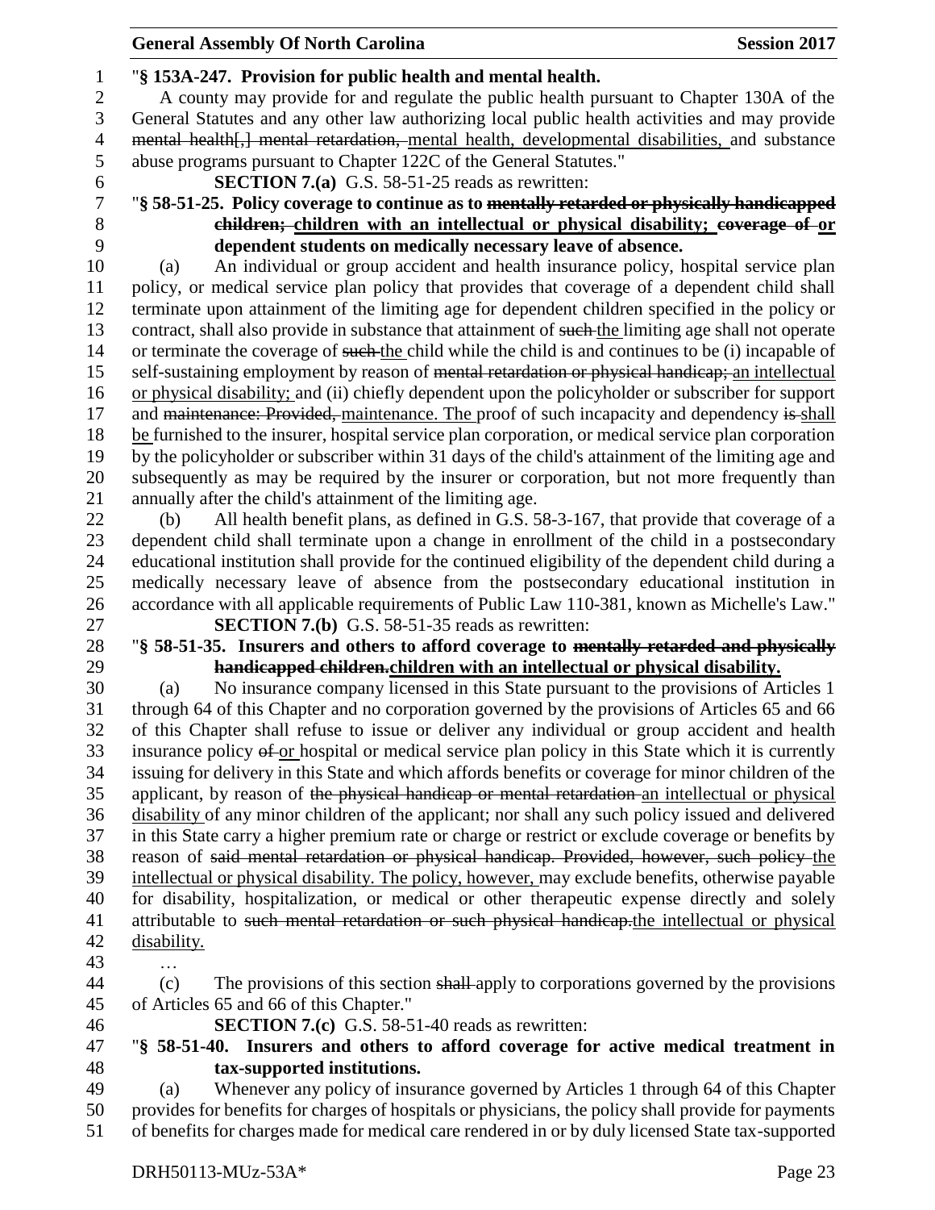"**§ 153A-247. Provision for public health and mental health.**

A county may provide for and regulate the public health pursuant to Chapter 130A of the General Statutes and any other law authorizing local public health activities and may provide ~~mental health[,] mental retardation,~~ mental health, developmental disabilities, and substance abuse programs pursuant to Chapter 122C of the General Statutes."

**SECTION 7.(a)** G.S. 58-51-25 reads as rewritten:

"**§ 58-51-25. Policy coverage to continue as to ~~mentally retarded or physically handicapped children;~~ children with an intellectual or physical disability; ~~coverage of~~ or dependent students on medically necessary leave of absence.**

(a) An individual or group accident and health insurance policy, hospital service plan policy, or medical service plan policy that provides that coverage of a dependent child shall terminate upon attainment of the limiting age for dependent children specified in the policy or contract, shall also provide in substance that attainment of ~~such~~ the limiting age shall not operate or terminate the coverage of ~~such~~ the child while the child is and continues to be (i) incapable of self-sustaining employment by reason of ~~mental retardation or physical handicap;~~ an intellectual or physical disability; and (ii) chiefly dependent upon the policyholder or subscriber for support and ~~maintenance: Provided,~~ maintenance. The proof of such incapacity and dependency ~~is~~ shall be furnished to the insurer, hospital service plan corporation, or medical service plan corporation by the policyholder or subscriber within 31 days of the child's attainment of the limiting age and subsequently as may be required by the insurer or corporation, but not more frequently than annually after the child's attainment of the limiting age.

(b) All health benefit plans, as defined in G.S. 58-3-167, that provide that coverage of a dependent child shall terminate upon a change in enrollment of the child in a postsecondary educational institution shall provide for the continued eligibility of the dependent child during a medically necessary leave of absence from the postsecondary educational institution in accordance with all applicable requirements of Public Law 110-381, known as Michelle's Law."

**SECTION 7.(b)** G.S. 58-51-35 reads as rewritten:

"**§ 58-51-35. Insurers and others to afford coverage to ~~mentally retarded and physically handicapped children.~~ children with an intellectual or physical disability.**

(a) No insurance company licensed in this State pursuant to the provisions of Articles 1 through 64 of this Chapter and no corporation governed by the provisions of Articles 65 and 66 of this Chapter shall refuse to issue or deliver any individual or group accident and health insurance policy ~~of~~ or hospital or medical service plan policy in this State which it is currently issuing for delivery in this State and which affords benefits or coverage for minor children of the applicant, by reason of ~~the physical handicap or mental retardation~~ an intellectual or physical disability of any minor children of the applicant; nor shall any such policy issued and delivered in this State carry a higher premium rate or charge or restrict or exclude coverage or benefits by reason of ~~said mental retardation or physical handicap. Provided, however, such policy~~ the intellectual or physical disability. The policy, however, may exclude benefits, otherwise payable for disability, hospitalization, or medical or other therapeutic expense directly and solely attributable to ~~such mental retardation or such physical handicap.~~ the intellectual or physical disability.

…

(c) The provisions of this section ~~shall~~ apply to corporations governed by the provisions of Articles 65 and 66 of this Chapter."

**SECTION 7.(c)** G.S. 58-51-40 reads as rewritten:

"**§ 58-51-40. Insurers and others to afford coverage for active medical treatment in tax-supported institutions.**

(a) Whenever any policy of insurance governed by Articles 1 through 64 of this Chapter provides for benefits for charges of hospitals or physicians, the policy shall provide for payments of benefits for charges made for medical care rendered in or by duly licensed State tax-supported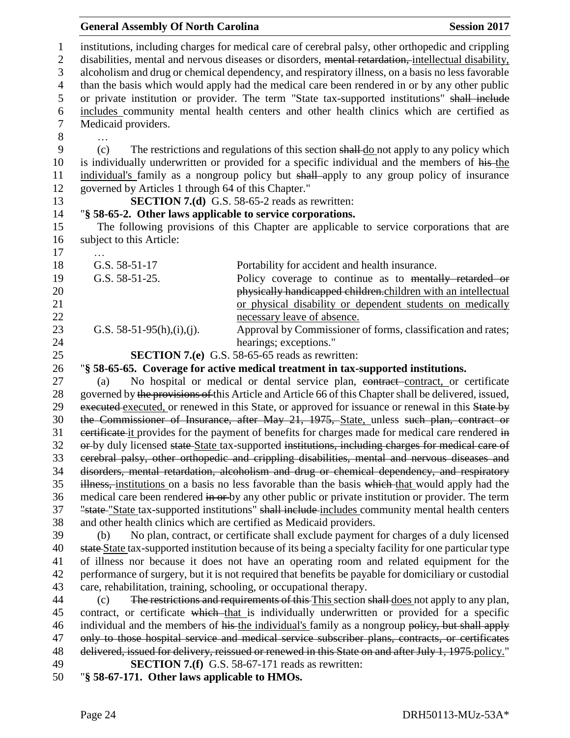institutions, including charges for medical care of cerebral palsy, other orthopedic and crippling disabilities, mental and nervous diseases or disorders, ~~mental retardation,~~ intellectual disability, alcoholism and drug or chemical dependency, and respiratory illness, on a basis no less favorable than the basis which would apply had the medical care been rendered in or by any other public or private institution or provider. The term "State tax-supported institutions" ~~shall include~~ includes community mental health centers and other health clinics which are certified as Medicaid providers.

…

(c) The restrictions and regulations of this section ~~shall~~ do not apply to any policy which is individually underwritten or provided for a specific individual and the members of ~~his~~ the individual's family as a nongroup policy but ~~shall~~ apply to any group policy of insurance governed by Articles 1 through 64 of this Chapter."

**SECTION 7.(d)** G.S. 58-65-2 reads as rewritten:

"**§ 58-65-2. Other laws applicable to service corporations.**

The following provisions of this Chapter are applicable to service corporations that are subject to this Article:

…

| | |
|---|---|
| G.S. 58-51-17 | Portability for accident and health insurance. |
| G.S. 58-51-25. | Policy coverage to continue as to ~~mentally retarded or physically handicapped children.~~ children with an intellectual or physical disability or dependent students on medically necessary leave of absence. |
| G.S. 58-51-95(h),(i),(j). | Approval by Commissioner of forms, classification and rates; hearings; exceptions." |

**SECTION 7.(e)** G.S. 58-65-65 reads as rewritten:

"**§ 58-65-65. Coverage for active medical treatment in tax-supported institutions.**

(a) No hospital or medical or dental service plan, ~~contract~~ contract, or certificate governed by ~~the provisions of~~ this Article and Article 66 of this Chapter shall be delivered, issued, ~~executed~~ executed, or renewed in this State, or approved for issuance or renewal in this ~~State by the Commissioner of Insurance, after May 21, 1975,~~ State, unless ~~such plan, contract or certificate~~ it provides for the payment of benefits for charges made for medical care rendered ~~in or~~ by duly licensed ~~state~~ State tax-supported ~~institutions, including charges for medical care of cerebral palsy, other orthopedic and crippling disabilities, mental and nervous diseases and disorders, mental retardation, alcoholism and drug or chemical dependency, and respiratory illness,~~ institutions on a basis no less favorable than the basis ~~which~~ that would apply had the medical care been rendered ~~in or~~ by any other public or private institution or provider. The term ~~"state~~ "State tax-supported institutions" ~~shall include~~ includes community mental health centers and other health clinics which are certified as Medicaid providers.

(b) No plan, contract, or certificate shall exclude payment for charges of a duly licensed ~~state~~ State tax-supported institution because of its being a specialty facility for one particular type of illness nor because it does not have an operating room and related equipment for the performance of surgery, but it is not required that benefits be payable for domiciliary or custodial care, rehabilitation, training, schooling, or occupational therapy.

(c) ~~The restrictions and requirements of this~~ This section ~~shall~~ does not apply to any plan, contract, or certificate ~~which~~ that is individually underwritten or provided for a specific individual and the members of ~~his~~ the individual's family as a nongroup ~~policy, but shall apply only to those hospital service and medical service subscriber plans, contracts, or certificates delivered, issued for delivery, reissued or renewed in this State on and after July 1, 1975.~~ policy."

**SECTION 7.(f)** G.S. 58-67-171 reads as rewritten:

"**§ 58-67-171. Other laws applicable to HMOs.**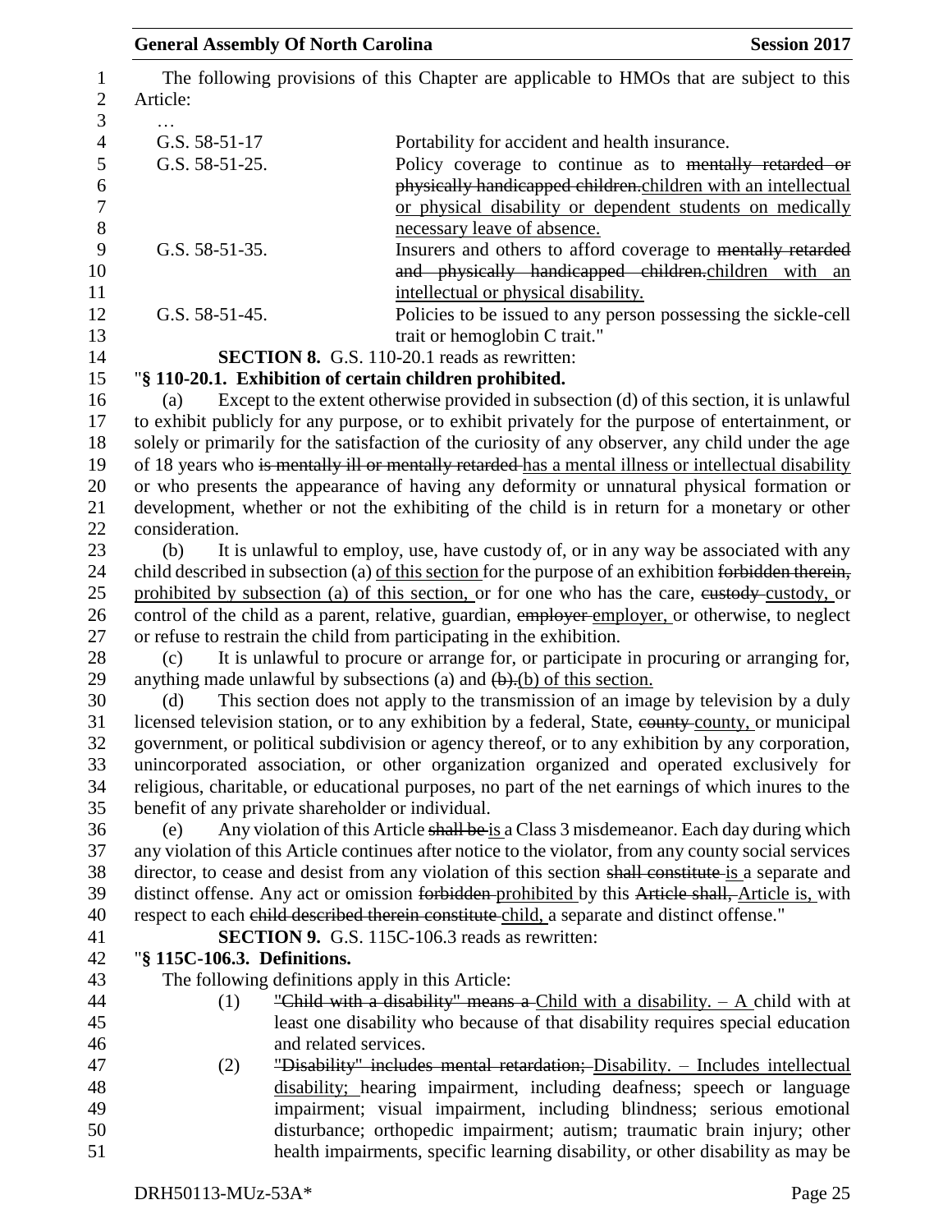The following provisions of this Chapter are applicable to HMOs that are subject to this Article:

…

| | |
|---|---|
| G.S. 58-51-17 | Portability for accident and health insurance. |
| G.S. 58-51-25. | Policy coverage to continue as to ~~mentally retarded or physically handicapped children.~~children with an intellectual or physical disability or dependent students on medically necessary leave of absence. |
| G.S. 58-51-35. | Insurers and others to afford coverage to ~~mentally retarded and physically handicapped children.~~children with an intellectual or physical disability. |
| G.S. 58-51-45. | Policies to be issued to any person possessing the sickle-cell trait or hemoglobin C trait." |

**SECTION 8.** G.S. 110-20.1 reads as rewritten:

"**§ 110-20.1. Exhibition of certain children prohibited.**

(a) Except to the extent otherwise provided in subsection (d) of this section, it is unlawful to exhibit publicly for any purpose, or to exhibit privately for the purpose of entertainment, or solely or primarily for the satisfaction of the curiosity of any observer, any child under the age of 18 years who ~~is mentally ill or mentally retarded~~ has a mental illness or intellectual disability or who presents the appearance of having any deformity or unnatural physical formation or development, whether or not the exhibiting of the child is in return for a monetary or other consideration.

(b) It is unlawful to employ, use, have custody of, or in any way be associated with any child described in subsection (a) of this section for the purpose of an exhibition ~~forbidden therein,~~ prohibited by subsection (a) of this section, or for one who has the care, ~~custody~~ custody, or control of the child as a parent, relative, guardian, ~~employer~~ employer, or otherwise, to neglect or refuse to restrain the child from participating in the exhibition.

(c) It is unlawful to procure or arrange for, or participate in procuring or arranging for, anything made unlawful by subsections (a) and ~~(b).~~(b) of this section.

(d) This section does not apply to the transmission of an image by television by a duly licensed television station, or to any exhibition by a federal, State, ~~county~~ county, or municipal government, or political subdivision or agency thereof, or to any exhibition by any corporation, unincorporated association, or other organization organized and operated exclusively for religious, charitable, or educational purposes, no part of the net earnings of which inures to the benefit of any private shareholder or individual.

(e) Any violation of this Article ~~shall be~~ is a Class 3 misdemeanor. Each day during which any violation of this Article continues after notice to the violator, from any county social services director, to cease and desist from any violation of this section ~~shall constitute~~ is a separate and distinct offense. Any act or omission ~~forbidden~~ prohibited by this ~~Article shall,~~ Article is, with respect to each ~~child described therein constitute~~ child, a separate and distinct offense."

**SECTION 9.** G.S. 115C-106.3 reads as rewritten:

"**§ 115C-106.3. Definitions.**

The following definitions apply in this Article:

(1) ~~"Child with a disability" means a~~ Child with a disability. – A child with at least one disability who because of that disability requires special education and related services.

(2) ~~"Disability" includes mental retardation;~~ Disability. – Includes intellectual disability; hearing impairment, including deafness; speech or language impairment; visual impairment, including blindness; serious emotional disturbance; orthopedic impairment; autism; traumatic brain injury; other health impairments, specific learning disability, or other disability as may be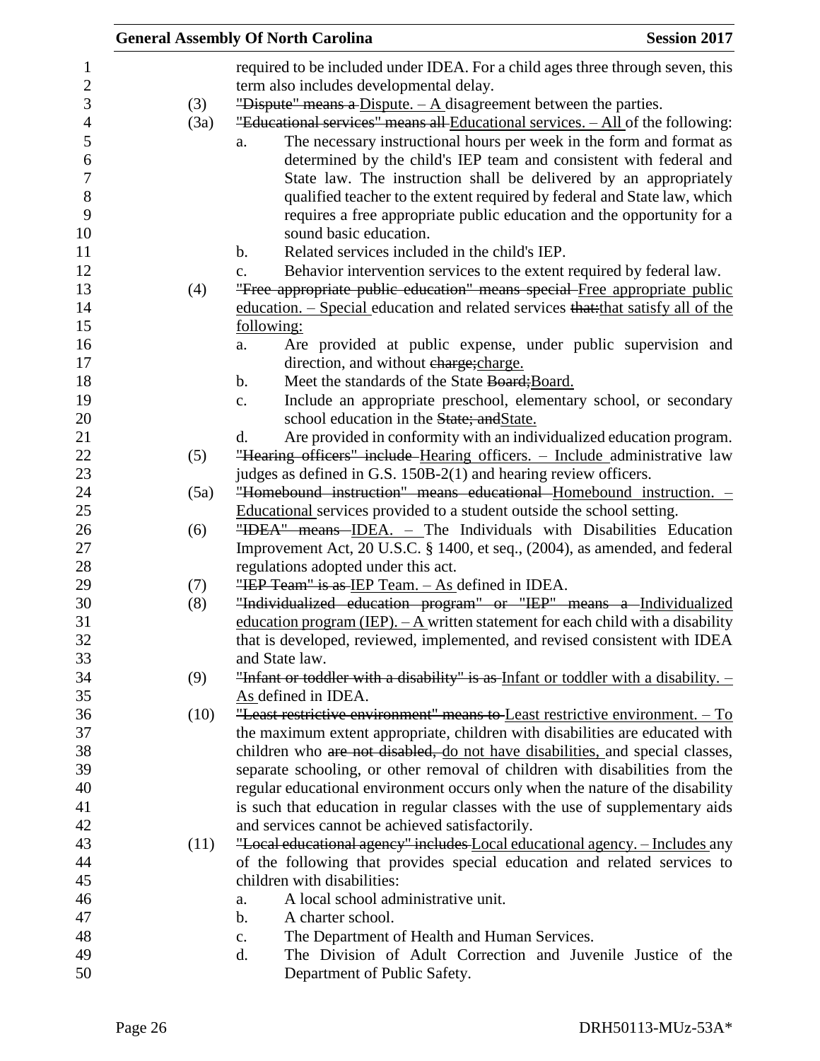required to be included under IDEA. For a child ages three through seven, this term also includes developmental delay.

(3) ~~"Dispute" means a~~ Dispute. – A disagreement between the parties.

(3a) ~~"Educational services" means all~~ Educational services. – All of the following:

a. The necessary instructional hours per week in the form and format as determined by the child's IEP team and consistent with federal and State law. The instruction shall be delivered by an appropriately qualified teacher to the extent required by federal and State law, which requires a free appropriate public education and the opportunity for a sound basic education.

b. Related services included in the child's IEP.

c. Behavior intervention services to the extent required by federal law.

(4) ~~"Free appropriate public education" means special~~ Free appropriate public education. – Special education and related services ~~that:~~that satisfy all of the following:

a. Are provided at public expense, under public supervision and direction, and without ~~charge;~~charge.

b. Meet the standards of the State ~~Board;~~Board.

c. Include an appropriate preschool, elementary school, or secondary school education in the ~~State; and~~State.

d. Are provided in conformity with an individualized education program.

(5) ~~"Hearing officers" include~~ Hearing officers. – Include administrative law judges as defined in G.S. 150B-2(1) and hearing review officers.

(5a) ~~"Homebound instruction" means educational~~ Homebound instruction. – Educational services provided to a student outside the school setting.

(6) ~~"IDEA" means~~ IDEA. – The Individuals with Disabilities Education Improvement Act, 20 U.S.C. § 1400, et seq., (2004), as amended, and federal regulations adopted under this act.

(7) ~~"IEP Team" is as~~ IEP Team. – As defined in IDEA.

(8) ~~"Individualized education program" or "IEP" means a~~ Individualized education program (IEP). – A written statement for each child with a disability that is developed, reviewed, implemented, and revised consistent with IDEA and State law.

(9) ~~"Infant or toddler with a disability" is as~~ Infant or toddler with a disability. – As defined in IDEA.

(10) ~~"Least restrictive environment" means to~~ Least restrictive environment. – To the maximum extent appropriate, children with disabilities are educated with children who ~~are not disabled,~~ do not have disabilities, and special classes, separate schooling, or other removal of children with disabilities from the regular educational environment occurs only when the nature of the disability is such that education in regular classes with the use of supplementary aids and services cannot be achieved satisfactorily.

(11) ~~"Local educational agency" includes~~ Local educational agency. – Includes any of the following that provides special education and related services to children with disabilities:

a. A local school administrative unit.

b. A charter school.

c. The Department of Health and Human Services.

d. The Division of Adult Correction and Juvenile Justice of the Department of Public Safety.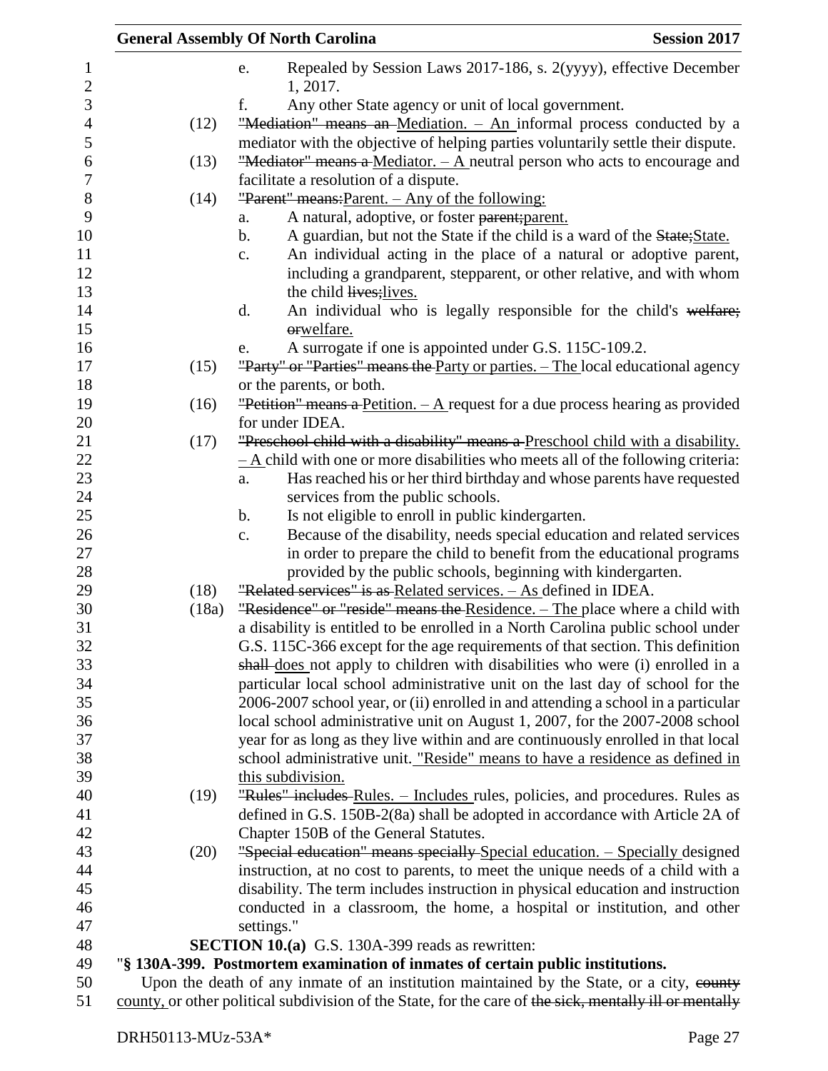e. Repealed by Session Laws 2017-186, s. 2(yyyy), effective December 1, 2017.

f. Any other State agency or unit of local government.

(12) ~~"Mediation" means an~~ Mediation. – An informal process conducted by a mediator with the objective of helping parties voluntarily settle their dispute.

(13) ~~"Mediator" means a~~ Mediator. – A neutral person who acts to encourage and facilitate a resolution of a dispute.

(14) ~~"Parent" means:~~Parent. – Any of the following:

a. A natural, adoptive, or foster ~~parent;~~parent.

b. A guardian, but not the State if the child is a ward of the ~~State;~~State.

c. An individual acting in the place of a natural or adoptive parent, including a grandparent, stepparent, or other relative, and with whom the child ~~lives;~~lives.

d. An individual who is legally responsible for the child's ~~welfare; or~~welfare.

e. A surrogate if one is appointed under G.S. 115C-109.2.

(15) ~~"Party" or "Parties" means the~~ Party or parties. – The local educational agency or the parents, or both.

(16) ~~"Petition" means a~~ Petition. – A request for a due process hearing as provided for under IDEA.

(17) ~~"Preschool child with a disability" means a~~ Preschool child with a disability. – A child with one or more disabilities who meets all of the following criteria:

a. Has reached his or her third birthday and whose parents have requested services from the public schools.

b. Is not eligible to enroll in public kindergarten.

c. Because of the disability, needs special education and related services in order to prepare the child to benefit from the educational programs provided by the public schools, beginning with kindergarten.

(18) ~~"Related services" is as~~ Related services. – As defined in IDEA.

(18a) ~~"Residence" or "reside" means the~~ Residence. – The place where a child with a disability is entitled to be enrolled in a North Carolina public school under G.S. 115C-366 except for the age requirements of that section. This definition ~~shall~~ does not apply to children with disabilities who were (i) enrolled in a particular local school administrative unit on the last day of school for the 2006-2007 school year, or (ii) enrolled in and attending a school in a particular local school administrative unit on August 1, 2007, for the 2007-2008 school year for as long as they live within and are continuously enrolled in that local school administrative unit. "Reside" means to have a residence as defined in this subdivision.

(19) ~~"Rules" includes~~ Rules. – Includes rules, policies, and procedures. Rules as defined in G.S. 150B-2(8a) shall be adopted in accordance with Article 2A of Chapter 150B of the General Statutes.

(20) ~~"Special education" means specially~~ Special education. – Specially designed instruction, at no cost to parents, to meet the unique needs of a child with a disability. The term includes instruction in physical education and instruction conducted in a classroom, the home, a hospital or institution, and other settings."

**SECTION 10.(a)** G.S. 130A-399 reads as rewritten:

"**§ 130A-399. Postmortem examination of inmates of certain public institutions.**

Upon the death of any inmate of an institution maintained by the State, or a city, ~~county~~ county, or other political subdivision of the State, for the care of ~~the sick, mentally ill or mentally~~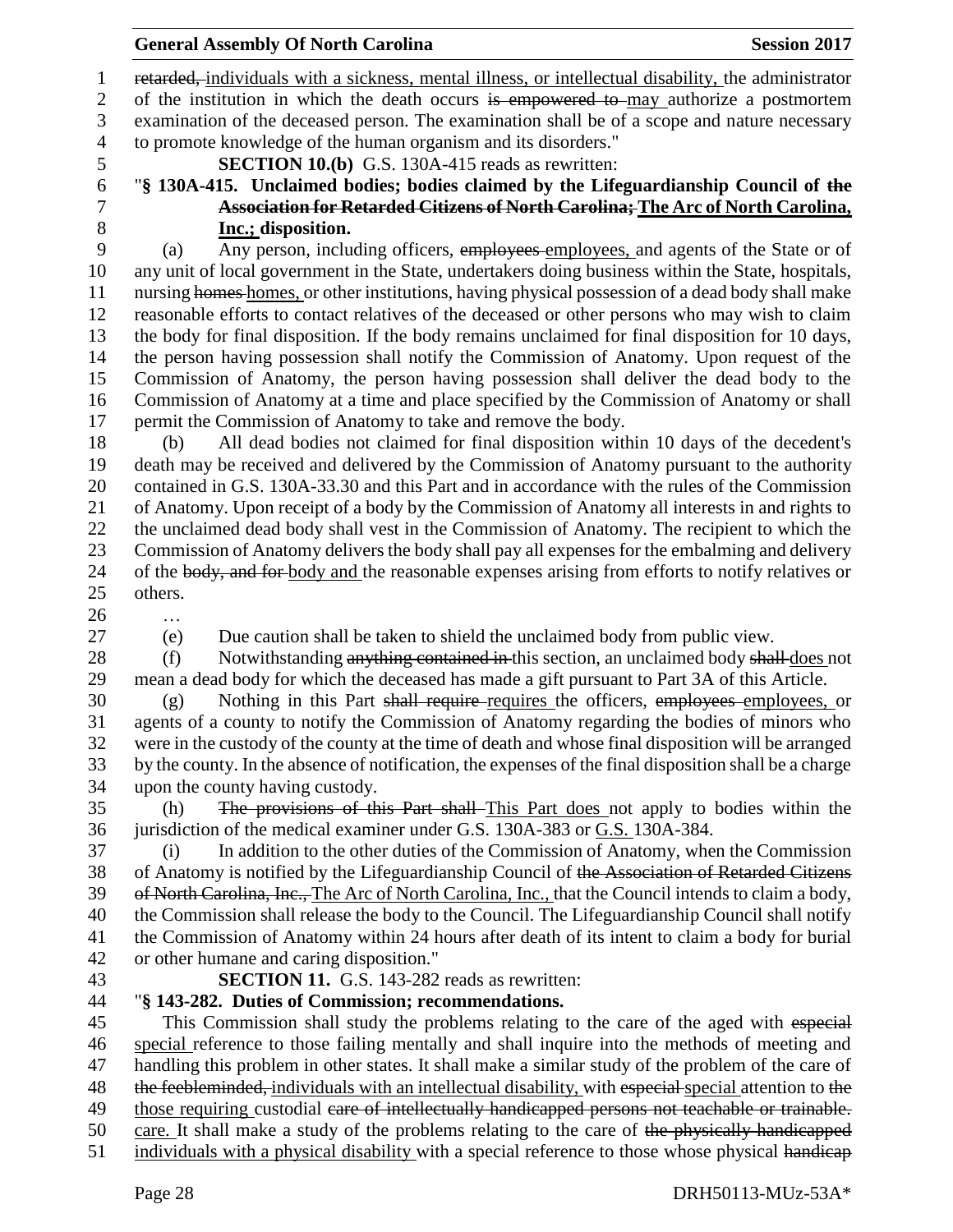~~retarded,~~ individuals with a sickness, mental illness, or intellectual disability, the administrator of the institution in which the death occurs ~~is empowered to~~ may authorize a postmortem examination of the deceased person. The examination shall be of a scope and nature necessary to promote knowledge of the human organism and its disorders."

**SECTION 10.(b)** G.S. 130A-415 reads as rewritten:

"**§ 130A-415. Unclaimed bodies; bodies claimed by the Lifeguardianship Council of ~~the Association for Retarded Citizens of North Carolina;~~ The Arc of North Carolina, Inc.; disposition.**

(a) Any person, including officers, ~~employees~~ employees, and agents of the State or of any unit of local government in the State, undertakers doing business within the State, hospitals, nursing ~~homes~~ homes, or other institutions, having physical possession of a dead body shall make reasonable efforts to contact relatives of the deceased or other persons who may wish to claim the body for final disposition. If the body remains unclaimed for final disposition for 10 days, the person having possession shall notify the Commission of Anatomy. Upon request of the Commission of Anatomy, the person having possession shall deliver the dead body to the Commission of Anatomy at a time and place specified by the Commission of Anatomy or shall permit the Commission of Anatomy to take and remove the body.

(b) All dead bodies not claimed for final disposition within 10 days of the decedent's death may be received and delivered by the Commission of Anatomy pursuant to the authority contained in G.S. 130A-33.30 and this Part and in accordance with the rules of the Commission of Anatomy. Upon receipt of a body by the Commission of Anatomy all interests in and rights to the unclaimed dead body shall vest in the Commission of Anatomy. The recipient to which the Commission of Anatomy delivers the body shall pay all expenses for the embalming and delivery of the ~~body, and for~~ body and the reasonable expenses arising from efforts to notify relatives or others.

…

(e) Due caution shall be taken to shield the unclaimed body from public view.

(f) Notwithstanding ~~anything contained in~~ this section, an unclaimed body ~~shall~~ does not mean a dead body for which the deceased has made a gift pursuant to Part 3A of this Article.

(g) Nothing in this Part ~~shall require~~ requires the officers, ~~employees~~ employees, or agents of a county to notify the Commission of Anatomy regarding the bodies of minors who were in the custody of the county at the time of death and whose final disposition will be arranged by the county. In the absence of notification, the expenses of the final disposition shall be a charge upon the county having custody.

(h) ~~The provisions of this Part shall~~ This Part does not apply to bodies within the jurisdiction of the medical examiner under G.S. 130A-383 or G.S. 130A-384.

(i) In addition to the other duties of the Commission of Anatomy, when the Commission of Anatomy is notified by the Lifeguardianship Council of ~~the Association of Retarded Citizens of North Carolina, Inc.,~~ The Arc of North Carolina, Inc., that the Council intends to claim a body, the Commission shall release the body to the Council. The Lifeguardianship Council shall notify the Commission of Anatomy within 24 hours after death of its intent to claim a body for burial or other humane and caring disposition."

**SECTION 11.** G.S. 143-282 reads as rewritten:

"**§ 143-282. Duties of Commission; recommendations.**

This Commission shall study the problems relating to the care of the aged with ~~especial~~ special reference to those failing mentally and shall inquire into the methods of meeting and handling this problem in other states. It shall make a similar study of the problem of the care of ~~the feebleminded,~~ individuals with an intellectual disability, with ~~especial~~ special attention to ~~the~~ those requiring custodial ~~care of intellectually handicapped persons not teachable or trainable.~~ care. It shall make a study of the problems relating to the care of ~~the physically handicapped~~ individuals with a physical disability with a special reference to those whose physical ~~handicap~~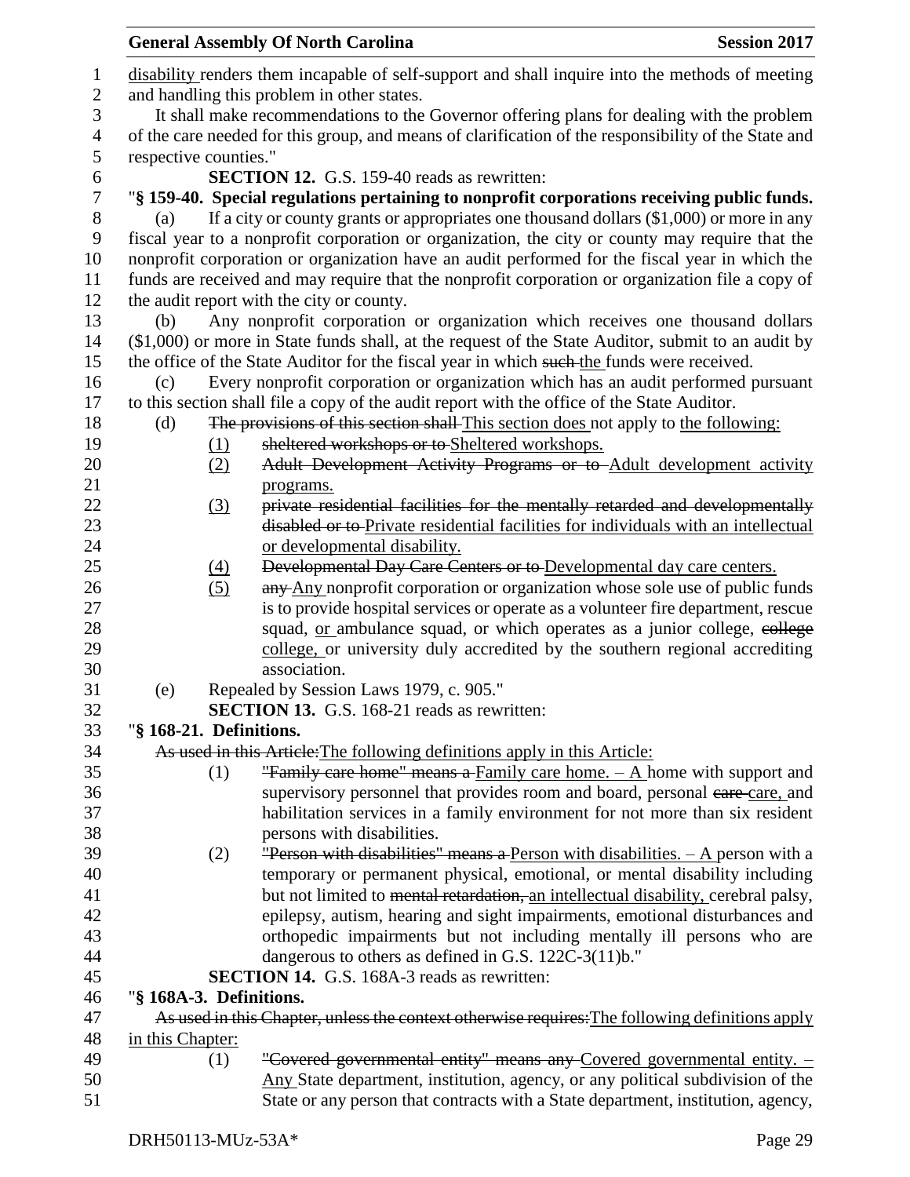disability renders them incapable of self-support and shall inquire into the methods of meeting and handling this problem in other states.

It shall make recommendations to the Governor offering plans for dealing with the problem of the care needed for this group, and means of clarification of the responsibility of the State and respective counties."

**SECTION 12.** G.S. 159-40 reads as rewritten:

"**§ 159-40. Special regulations pertaining to nonprofit corporations receiving public funds.**

(a) If a city or county grants or appropriates one thousand dollars ($1,000) or more in any fiscal year to a nonprofit corporation or organization, the city or county may require that the nonprofit corporation or organization have an audit performed for the fiscal year in which the funds are received and may require that the nonprofit corporation or organization file a copy of the audit report with the city or county.

(b) Any nonprofit corporation or organization which receives one thousand dollars ($1,000) or more in State funds shall, at the request of the State Auditor, submit to an audit by the office of the State Auditor for the fiscal year in which ~~such~~ the funds were received.

(c) Every nonprofit corporation or organization which has an audit performed pursuant to this section shall file a copy of the audit report with the office of the State Auditor.

(d) ~~The provisions of this section shall~~ This section does not apply to the following:

(1) ~~sheltered workshops or to~~ Sheltered workshops.

(2) ~~Adult Development Activity Programs or to~~ Adult development activity programs.

(3) ~~private residential facilities for the mentally retarded and developmentally disabled or to~~ Private residential facilities for individuals with an intellectual or developmental disability.

(4) ~~Developmental Day Care Centers or to~~ Developmental day care centers.

(5) ~~any~~ Any nonprofit corporation or organization whose sole use of public funds is to provide hospital services or operate as a volunteer fire department, rescue squad, or ambulance squad, or which operates as a junior college, ~~college~~ college, or university duly accredited by the southern regional accrediting association.

(e) Repealed by Session Laws 1979, c. 905."

**SECTION 13.** G.S. 168-21 reads as rewritten:

"**§ 168-21. Definitions.**

~~As used in this Article:~~ The following definitions apply in this Article:

(1) ~~"Family care home" means a~~ Family care home. – A home with support and supervisory personnel that provides room and board, personal ~~care~~ care, and habilitation services in a family environment for not more than six resident persons with disabilities.

(2) ~~"Person with disabilities" means a~~ Person with disabilities. – A person with a temporary or permanent physical, emotional, or mental disability including but not limited to ~~mental retardation,~~ an intellectual disability, cerebral palsy, epilepsy, autism, hearing and sight impairments, emotional disturbances and orthopedic impairments but not including mentally ill persons who are dangerous to others as defined in G.S. 122C-3(11)b."

**SECTION 14.** G.S. 168A-3 reads as rewritten:

"**§ 168A-3. Definitions.**

~~As used in this Chapter, unless the context otherwise requires:~~ The following definitions apply in this Chapter:

(1) ~~"Covered governmental entity" means any~~ Covered governmental entity. – Any State department, institution, agency, or any political subdivision of the State or any person that contracts with a State department, institution, agency,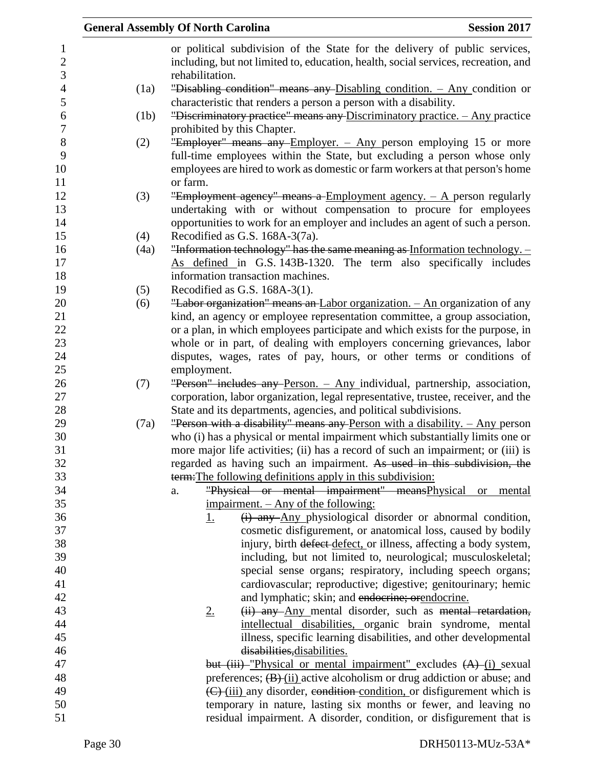or political subdivision of the State for the delivery of public services, including, but not limited to, education, health, social services, recreation, and rehabilitation.

(1a) "Disabling condition" means any Disabling condition. – Any condition or characteristic that renders a person a person with a disability.

(1b) "Discriminatory practice" means any Discriminatory practice. – Any practice prohibited by this Chapter.

(2) "Employer" means any Employer. – Any person employing 15 or more full-time employees within the State, but excluding a person whose only employees are hired to work as domestic or farm workers at that person's home or farm.

(3) "Employment agency" means a Employment agency. – A person regularly undertaking with or without compensation to procure for employees opportunities to work for an employer and includes an agent of such a person.

(4) Recodified as G.S. 168A-3(7a).

(4a) "Information technology" has the same meaning as Information technology. – As defined in G.S. 143B-1320. The term also specifically includes information transaction machines.

(5) Recodified as G.S. 168A-3(1).

(6) "Labor organization" means an Labor organization. – An organization of any kind, an agency or employee representation committee, a group association, or a plan, in which employees participate and which exists for the purpose, in whole or in part, of dealing with employers concerning grievances, labor disputes, wages, rates of pay, hours, or other terms or conditions of employment.

(7) "Person" includes any Person. – Any individual, partnership, association, corporation, labor organization, legal representative, trustee, receiver, and the State and its departments, agencies, and political subdivisions.

(7a) "Person with a disability" means any Person with a disability. – Any person who (i) has a physical or mental impairment which substantially limits one or more major life activities; (ii) has a record of such an impairment; or (iii) is regarded as having such an impairment. As used in this subdivision, the term:The following definitions apply in this subdivision:

a. "Physical or mental impairment" meansPhysical or mental impairment. – Any of the following:

1. (i) any Any physiological disorder or abnormal condition, cosmetic disfigurement, or anatomical loss, caused by bodily injury, birth defect defect, or illness, affecting a body system, including, but not limited to, neurological; musculoskeletal; special sense organs; respiratory, including speech organs; cardiovascular; reproductive; digestive; genitourinary; hemic and lymphatic; skin; and endocrine; orendocrine.

2. (ii) any Any mental disorder, such as mental retardation, intellectual disabilities, organic brain syndrome, mental illness, specific learning disabilities, and other developmental disabilities,disabilities.

but (iii) "Physical or mental impairment" excludes (A) (i) sexual preferences; (B) (ii) active alcoholism or drug addiction or abuse; and (C) (iii) any disorder, condition condition, or disfigurement which is temporary in nature, lasting six months or fewer, and leaving no residual impairment. A disorder, condition, or disfigurement that is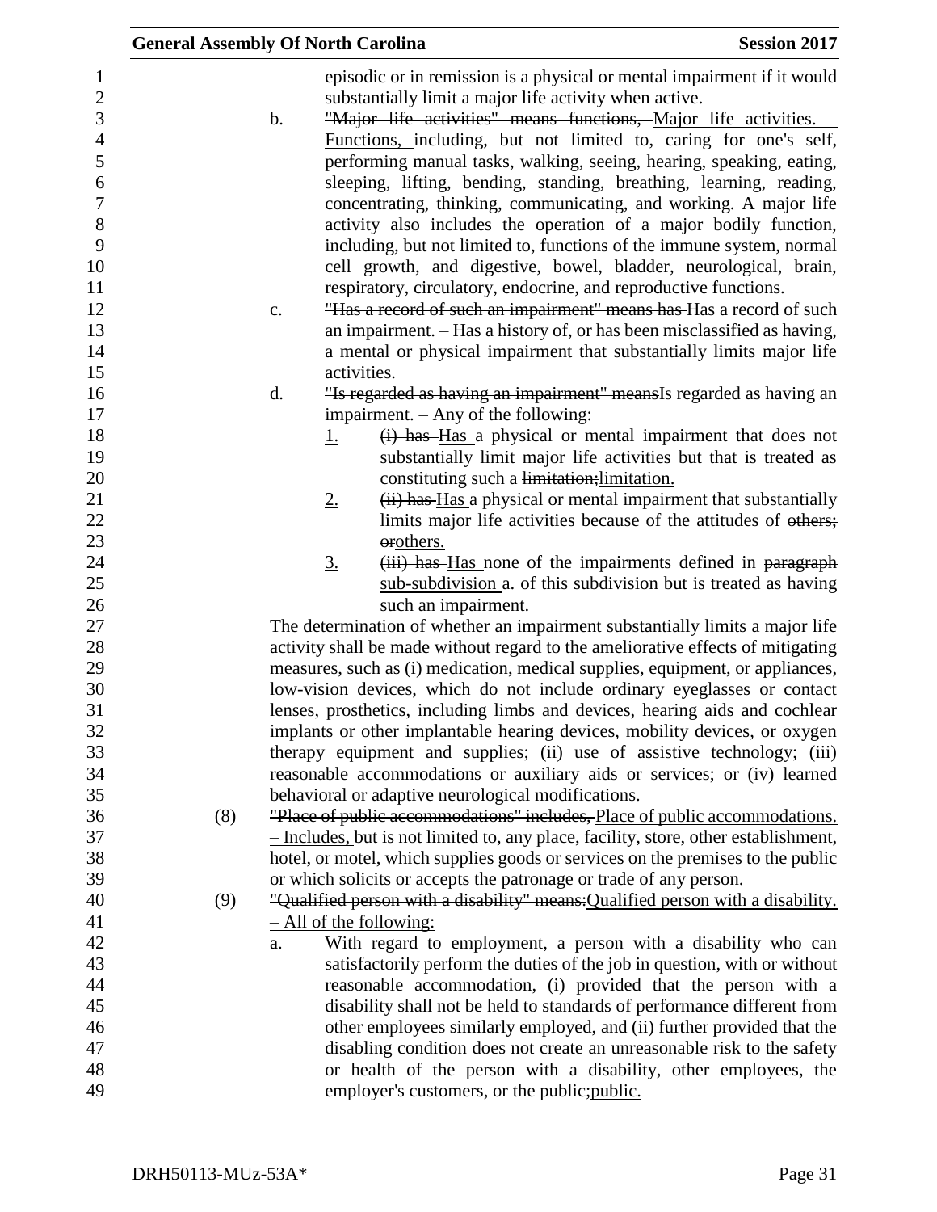episodic or in remission is a physical or mental impairment if it would substantially limit a major life activity when active.

b. ~~"Major life activities" means functions,~~ Major life activities. – Functions, including, but not limited to, caring for one's self, performing manual tasks, walking, seeing, hearing, speaking, eating, sleeping, lifting, bending, standing, breathing, learning, reading, concentrating, thinking, communicating, and working. A major life activity also includes the operation of a major bodily function, including, but not limited to, functions of the immune system, normal cell growth, and digestive, bowel, bladder, neurological, brain, respiratory, circulatory, endocrine, and reproductive functions.

c. ~~"Has a record of such an impairment" means has~~ Has a record of such an impairment. – Has a history of, or has been misclassified as having, a mental or physical impairment that substantially limits major life activities.

d. ~~"Is regarded as having an impairment" means~~Is regarded as having an impairment. – Any of the following:

1. ~~(i) has~~ Has a physical or mental impairment that does not substantially limit major life activities but that is treated as constituting such a ~~limitation;~~limitation.
2. ~~(ii) has~~ Has a physical or mental impairment that substantially limits major life activities because of the attitudes of ~~others; or~~others.
3. ~~(iii) has~~ Has none of the impairments defined in ~~paragraph~~ sub-subdivision a. of this subdivision but is treated as having such an impairment.

The determination of whether an impairment substantially limits a major life activity shall be made without regard to the ameliorative effects of mitigating measures, such as (i) medication, medical supplies, equipment, or appliances, low-vision devices, which do not include ordinary eyeglasses or contact lenses, prosthetics, including limbs and devices, hearing aids and cochlear implants or other implantable hearing devices, mobility devices, or oxygen therapy equipment and supplies; (ii) use of assistive technology; (iii) reasonable accommodations or auxiliary aids or services; or (iv) learned behavioral or adaptive neurological modifications.

(8) ~~"Place of public accommodations" includes,~~ Place of public accommodations. – Includes, but is not limited to, any place, facility, store, other establishment, hotel, or motel, which supplies goods or services on the premises to the public or which solicits or accepts the patronage or trade of any person.

(9) ~~"Qualified person with a disability" means:~~Qualified person with a disability. – All of the following:

a. With regard to employment, a person with a disability who can satisfactorily perform the duties of the job in question, with or without reasonable accommodation, (i) provided that the person with a disability shall not be held to standards of performance different from other employees similarly employed, and (ii) further provided that the disabling condition does not create an unreasonable risk to the safety or health of the person with a disability, other employees, the employer's customers, or the ~~public;~~public.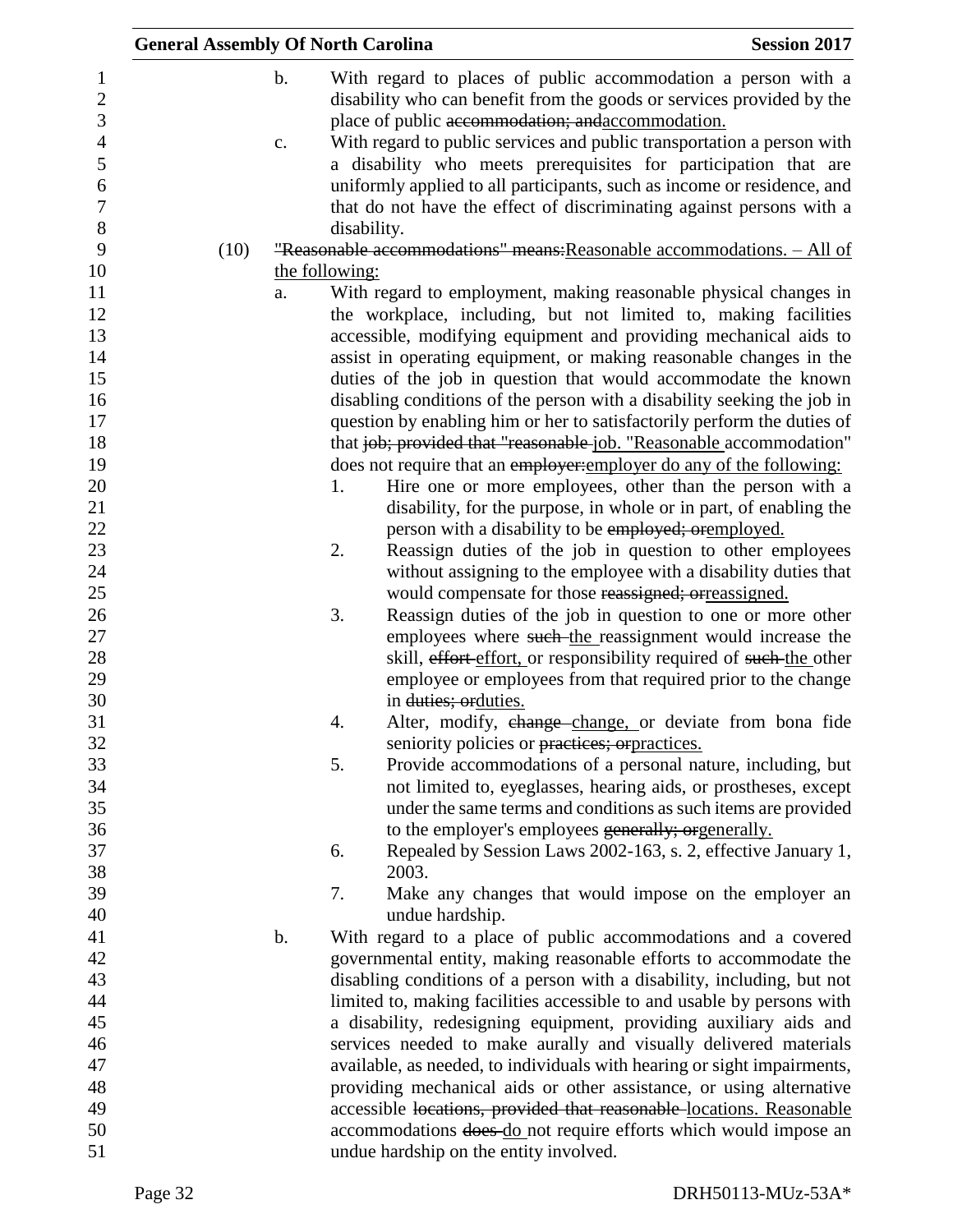b. With regard to places of public accommodation a person with a disability who can benefit from the goods or services provided by the place of public ~~accommodation; and~~accommodation.

c. With regard to public services and public transportation a person with a disability who meets prerequisites for participation that are uniformly applied to all participants, such as income or residence, and that do not have the effect of discriminating against persons with a disability.

(10) ~~"Reasonable accommodations" means:~~Reasonable accommodations. – All of the following:

a. With regard to employment, making reasonable physical changes in the workplace, including, but not limited to, making facilities accessible, modifying equipment and providing mechanical aids to assist in operating equipment, or making reasonable changes in the duties of the job in question that would accommodate the known disabling conditions of the person with a disability seeking the job in question by enabling him or her to satisfactorily perform the duties of that ~~job; provided that "reasonable~~ job. "Reasonable accommodation" does not require that an ~~employer:~~employer do any of the following:

1. Hire one or more employees, other than the person with a disability, for the purpose, in whole or in part, of enabling the person with a disability to be ~~employed; or~~employed.
2. Reassign duties of the job in question to other employees without assigning to the employee with a disability duties that would compensate for those ~~reassigned; or~~reassigned.
3. Reassign duties of the job in question to one or more other employees where ~~such~~ the reassignment would increase the skill, ~~effort~~ effort, or responsibility required of ~~such~~ the other employee or employees from that required prior to the change in ~~duties; or~~duties.
4. Alter, modify, ~~change~~ change, or deviate from bona fide seniority policies or ~~practices; or~~practices.
5. Provide accommodations of a personal nature, including, but not limited to, eyeglasses, hearing aids, or prostheses, except under the same terms and conditions as such items are provided to the employer's employees ~~generally; or~~generally.
6. Repealed by Session Laws 2002-163, s. 2, effective January 1, 2003.
7. Make any changes that would impose on the employer an undue hardship.

b. With regard to a place of public accommodations and a covered governmental entity, making reasonable efforts to accommodate the disabling conditions of a person with a disability, including, but not limited to, making facilities accessible to and usable by persons with a disability, redesigning equipment, providing auxiliary aids and services needed to make aurally and visually delivered materials available, as needed, to individuals with hearing or sight impairments, providing mechanical aids or other assistance, or using alternative accessible ~~locations, provided that reasonable~~ locations. Reasonable accommodations ~~does~~ do not require efforts which would impose an undue hardship on the entity involved.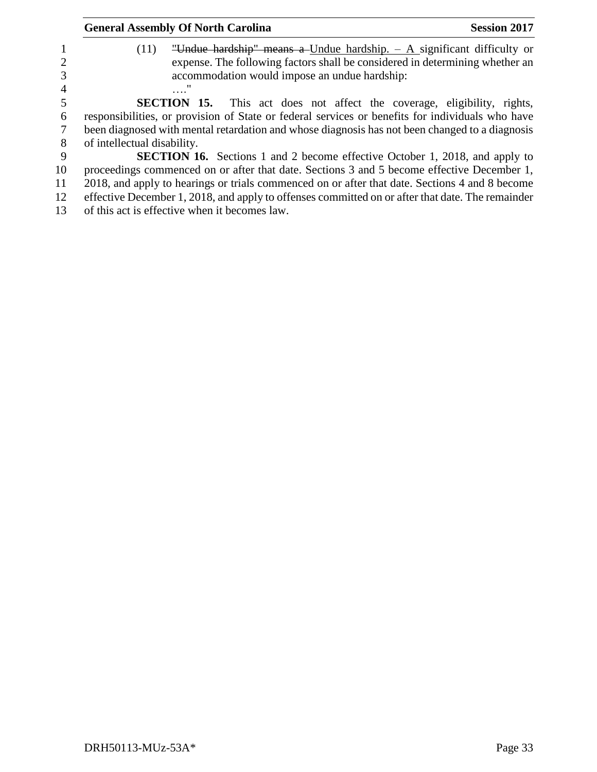(11) ~~"Undue hardship" means a~~ Undue hardship. – A significant difficulty or expense. The following factors shall be considered in determining whether an accommodation would impose an undue hardship:

…."

**SECTION 15.** This act does not affect the coverage, eligibility, rights, responsibilities, or provision of State or federal services or benefits for individuals who have been diagnosed with mental retardation and whose diagnosis has not been changed to a diagnosis of intellectual disability.

**SECTION 16.** Sections 1 and 2 become effective October 1, 2018, and apply to proceedings commenced on or after that date. Sections 3 and 5 become effective December 1, 2018, and apply to hearings or trials commenced on or after that date. Sections 4 and 8 become effective December 1, 2018, and apply to offenses committed on or after that date. The remainder of this act is effective when it becomes law.